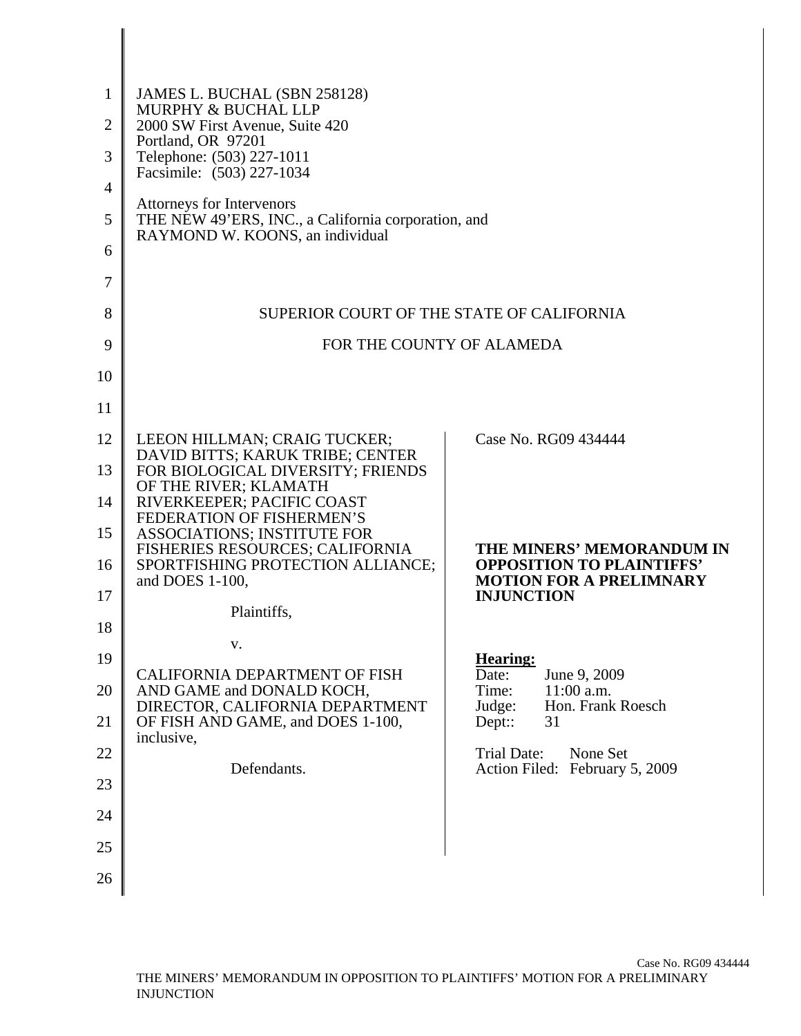JAMES L. BUCHAL (SBN 258128)
MURPHY & BUCHAL LLP
2000 SW First Avenue, Suite 420
Portland, OR 97201
Telephone: (503) 227-1011
Facsimile: (503) 227-1034

Attorneys for Intervenors
THE NEW 49'ERS, INC., a California corporation, and
RAYMOND W. KOONS, an individual

SUPERIOR COURT OF THE STATE OF CALIFORNIA

FOR THE COUNTY OF ALAMEDA

| | |
|---|---|
| LEEON HILLMAN; CRAIG TUCKER; DAVID BITTS; KARUK TRIBE; CENTER FOR BIOLOGICAL DIVERSITY; FRIENDS OF THE RIVER; KLAMATH RIVERKEEPER; PACIFIC COAST FEDERATION OF FISHERMEN'S ASSOCIATIONS; INSTITUTE FOR FISHERIES RESOURCES; CALIFORNIA SPORTFISHING PROTECTION ALLIANCE; and DOES 1-100,<br><br>Plaintiffs,<br><br>v.<br><br>CALIFORNIA DEPARTMENT OF FISH AND GAME and DONALD KOCH, DIRECTOR, CALIFORNIA DEPARTMENT OF FISH AND GAME, and DOES 1-100, inclusive,<br><br>Defendants. | Case No. RG09 434444<br><br>**THE MINERS' MEMORANDUM IN OPPOSITION TO PLAINTIFFS' MOTION FOR A PRELIMNARY INJUNCTION**<br><br>**Hearing:**<br>Date: June 9, 2009<br>Time: 11:00 a.m.<br>Judge: Hon. Frank Roesch<br>Dept:: 31<br><br>Trial Date: None Set<br>Action Filed: February 5, 2009 |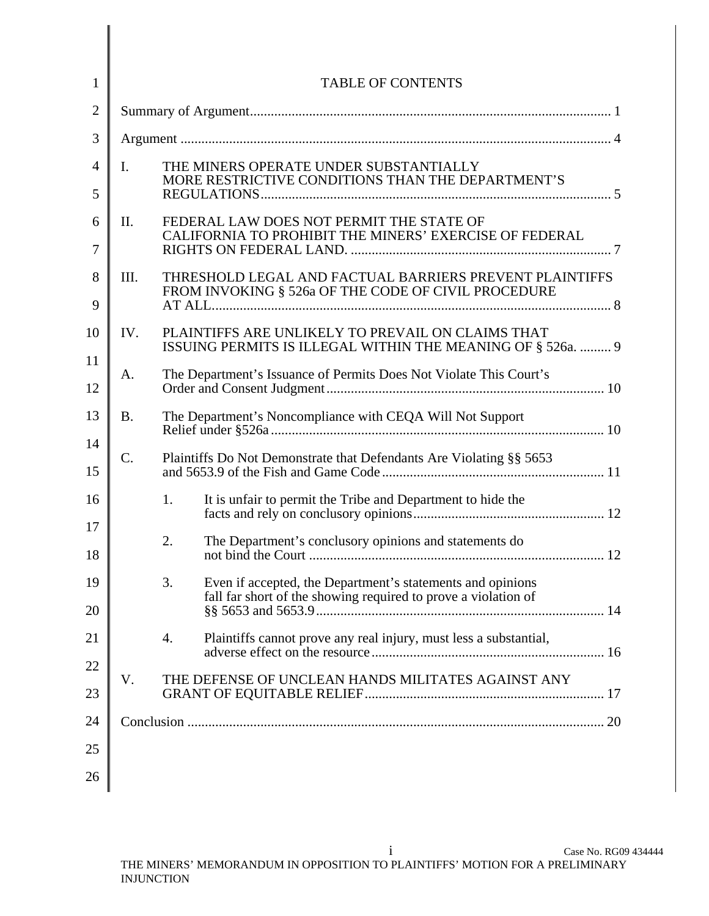# TABLE OF CONTENTS

Summary of Argument........................................................................................................ 1

Argument ............................................................................................................................ 4

I. THE MINERS OPERATE UNDER SUBSTANTIALLY MORE RESTRICTIVE CONDITIONS THAN THE DEPARTMENT'S REGULATIONS..................................................................................................... 5

II. FEDERAL LAW DOES NOT PERMIT THE STATE OF CALIFORNIA TO PROHIBIT THE MINERS' EXERCISE OF FEDERAL RIGHTS ON FEDERAL LAND. ........................................................................... 7

III. THRESHOLD LEGAL AND FACTUAL BARRIERS PREVENT PLAINTIFFS FROM INVOKING § 526a OF THE CODE OF CIVIL PROCEDURE AT ALL................................................................................................................... 8

IV. PLAINTIFFS ARE UNLIKELY TO PREVAIL ON CLAIMS THAT ISSUING PERMITS IS ILLEGAL WITHIN THE MEANING OF § 526a. ......... 9

A. The Department's Issuance of Permits Does Not Violate This Court's Order and Consent Judgment................................................................................ 10

B. The Department's Noncompliance with CEQA Will Not Support Relief under §526a................................................................................................ 10

C. Plaintiffs Do Not Demonstrate that Defendants Are Violating §§ 5653 and 5653.9 of the Fish and Game Code................................................................ 11

1. It is unfair to permit the Tribe and Department to hide the facts and rely on conclusory opinions....................................................... 12

2. The Department's conclusory opinions and statements do not bind the Court ..................................................................................... 12

3. Even if accepted, the Department's statements and opinions fall far short of the showing required to prove a violation of §§ 5653 and 5653.9................................................................................... 14

4. Plaintiffs cannot prove any real injury, must less a substantial, adverse effect on the resource................................................................... 16

V. THE DEFENSE OF UNCLEAN HANDS MILITATES AGAINST ANY GRANT OF EQUITABLE RELIEF..................................................................... 17

Conclusion ......................................................................................................................... 20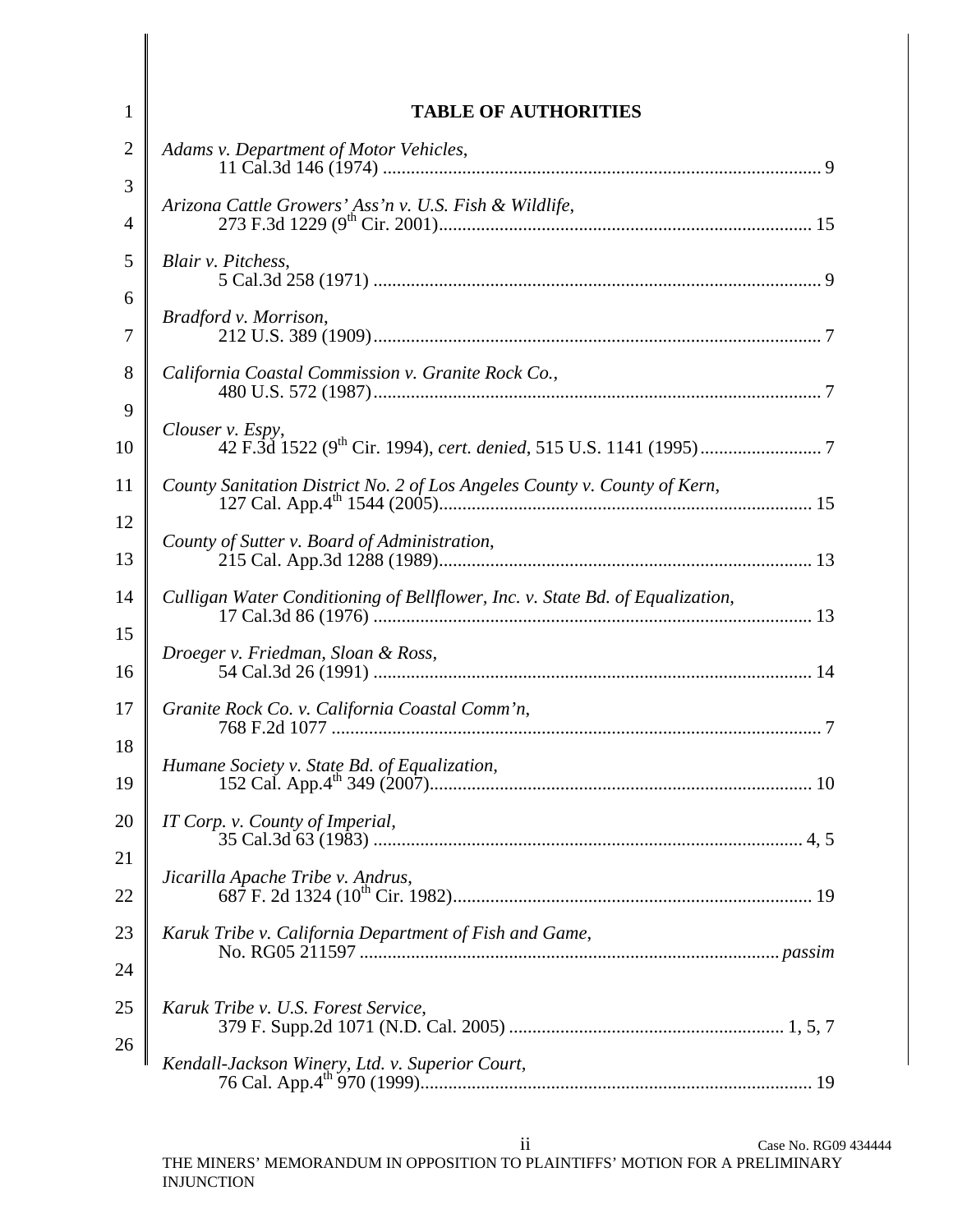# TABLE OF AUTHORITIES

*Adams v. Department of Motor Vehicles*,
11 Cal.3d 146 (1974) .......... 9

*Arizona Cattle Growers' Ass'n v. U.S. Fish & Wildlife*,
273 F.3d 1229 (9th Cir. 2001).......... 15

*Blair v. Pitchess*,
5 Cal.3d 258 (1971) .......... 9

*Bradford v. Morrison*,
212 U.S. 389 (1909).......... 7

*California Coastal Commission v. Granite Rock Co.*,
480 U.S. 572 (1987).......... 7

*Clouser v. Espy*,
42 F.3d 1522 (9th Cir. 1994), *cert. denied*, 515 U.S. 1141 (1995).......... 7

*County Sanitation District No. 2 of Los Angeles County v. County of Kern*,
127 Cal. App.4th 1544 (2005).......... 15

*County of Sutter v. Board of Administration*,
215 Cal. App.3d 1288 (1989).......... 13

*Culligan Water Conditioning of Bellflower, Inc. v. State Bd. of Equalization*,
17 Cal.3d 86 (1976) .......... 13

*Droeger v. Friedman, Sloan & Ross*,
54 Cal.3d 26 (1991) .......... 14

*Granite Rock Co. v. California Coastal Comm'n*,
768 F.2d 1077 .......... 7

*Humane Society v. State Bd. of Equalization*,
152 Cal. App.4th 349 (2007).......... 10

*IT Corp. v. County of Imperial*,
35 Cal.3d 63 (1983) .......... 4, 5

*Jicarilla Apache Tribe v. Andrus*,
687 F. 2d 1324 (10th Cir. 1982).......... 19

*Karuk Tribe v. California Department of Fish and Game*,
No. RG05 211597 .......... *passim*

*Karuk Tribe v. U.S. Forest Service*,
379 F. Supp.2d 1071 (N.D. Cal. 2005) .......... 1, 5, 7

*Kendall-Jackson Winery, Ltd. v. Superior Court*,
76 Cal. App.4th 970 (1999).......... 19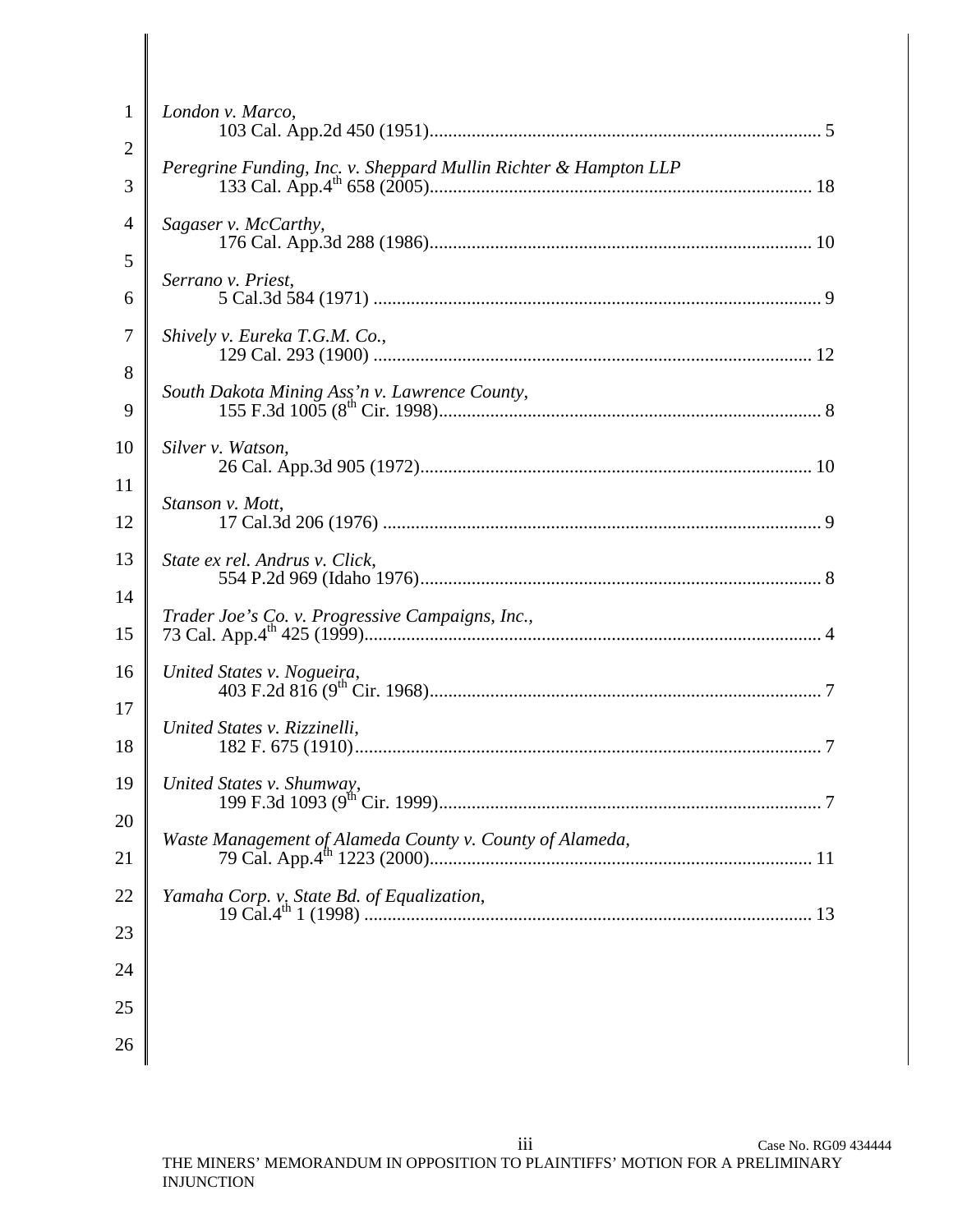*London v. Marco*,
103 Cal. App.2d 450 (1951) .................................................................................... 5

*Peregrine Funding, Inc. v. Sheppard Mullin Richter & Hampton LLP*
133 Cal. App.4th 658 (2005) .................................................................................. 18

*Sagaser v. McCarthy*,
176 Cal. App.3d 288 (1986) .................................................................................. 10

*Serrano v. Priest*,
5 Cal.3d 584 (1971) ................................................................................................ 9

*Shively v. Eureka T.G.M. Co.*,
129 Cal. 293 (1900) .............................................................................................. 12

*South Dakota Mining Ass'n v. Lawrence County*,
155 F.3d 1005 (8th Cir. 1998) .................................................................................. 8

*Silver v. Watson*,
26 Cal. App.3d 905 (1972) .................................................................................... 10

*Stanson v. Mott*,
17 Cal.3d 206 (1976) .............................................................................................. 9

*State ex rel. Andrus v. Click*,
554 P.2d 969 (Idaho 1976) ...................................................................................... 8

*Trader Joe's Co. v. Progressive Campaigns, Inc.*,
73 Cal. App.4th 425 (1999) ........................................................................................ 4

*United States v. Nogueira*,
403 F.2d 816 (9th Cir. 1968) .................................................................................... 7

*United States v. Rizzinelli*,
182 F. 675 (1910) .................................................................................................... 7

*United States v. Shumway*,
199 F.3d 1093 (9th Cir. 1999) .................................................................................. 7

*Waste Management of Alameda County v. County of Alameda*,
79 Cal. App.4th 1223 (2000) .................................................................................. 11

*Yamaha Corp. v. State Bd. of Equalization*,
19 Cal.4th 1 (1998) ................................................................................................ 13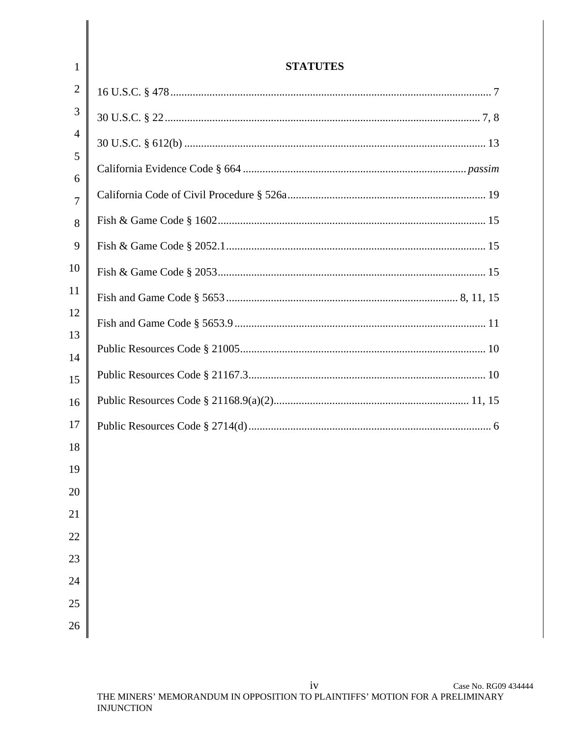## STATUTES

16 U.S.C. § 478 ........................................................................................................ 7

30 U.S.C. § 22 ........................................................................................................ 7, 8

30 U.S.C. § 612(b) ........................................................................................................ 13

California Evidence Code § 664 ........................................................................................................ *passim*

California Code of Civil Procedure § 526a ........................................................................................................ 19

Fish & Game Code § 1602 ........................................................................................................ 15

Fish & Game Code § 2052.1 ........................................................................................................ 15

Fish & Game Code § 2053 ........................................................................................................ 15

Fish and Game Code § 5653 ........................................................................................................ 8, 11, 15

Fish and Game Code § 5653.9 ........................................................................................................ 11

Public Resources Code § 21005 ........................................................................................................ 10

Public Resources Code § 21167.3 ........................................................................................................ 10

Public Resources Code § 21168.9(a)(2) ........................................................................................................ 11, 15

Public Resources Code § 2714(d) ........................................................................................................ 6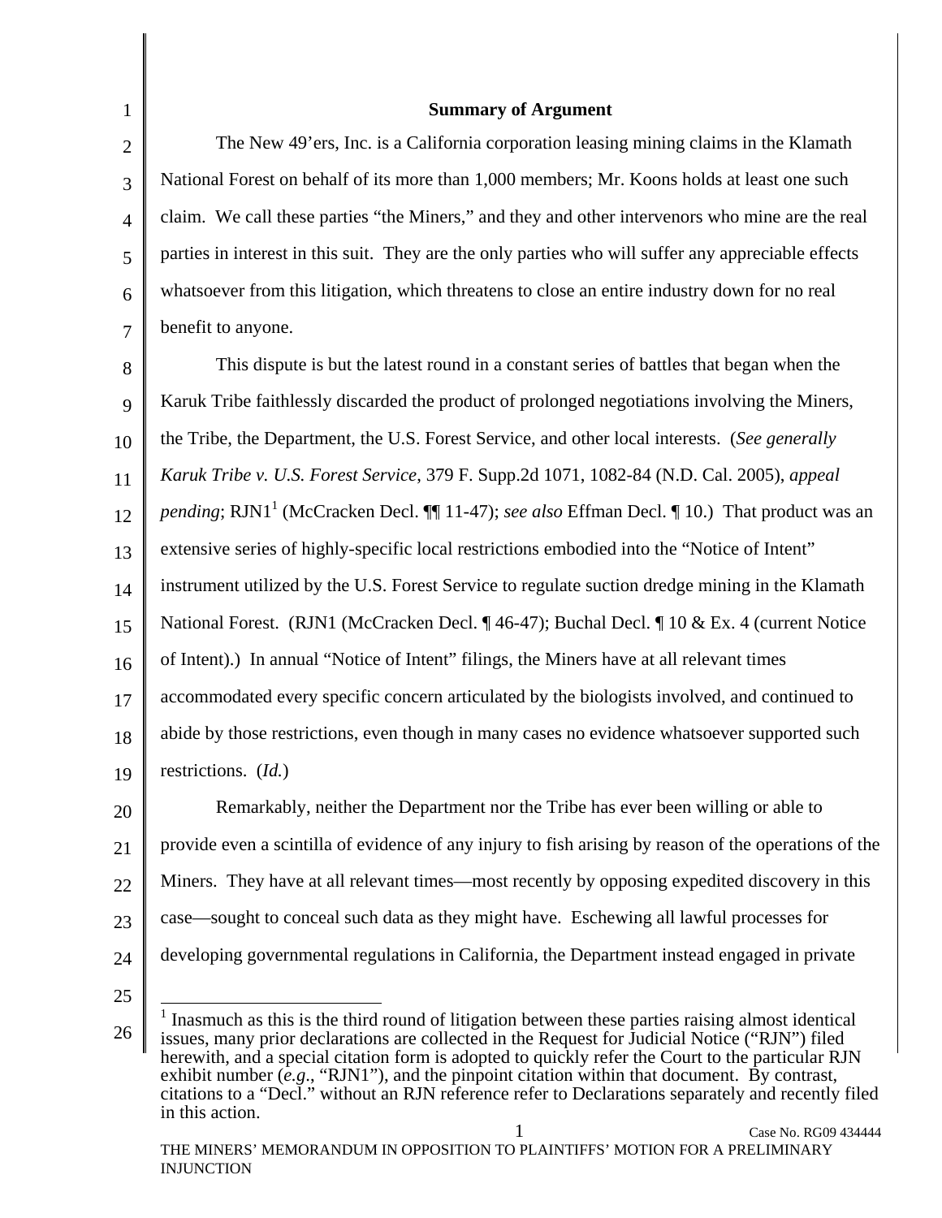## Summary of Argument

The New 49'ers, Inc. is a California corporation leasing mining claims in the Klamath National Forest on behalf of its more than 1,000 members; Mr. Koons holds at least one such claim. We call these parties "the Miners," and they and other intervenors who mine are the real parties in interest in this suit. They are the only parties who will suffer any appreciable effects whatsoever from this litigation, which threatens to close an entire industry down for no real benefit to anyone.

This dispute is but the latest round in a constant series of battles that began when the Karuk Tribe faithlessly discarded the product of prolonged negotiations involving the Miners, the Tribe, the Department, the U.S. Forest Service, and other local interests. (*See generally Karuk Tribe v. U.S. Forest Service*, 379 F. Supp.2d 1071, 1082-84 (N.D. Cal. 2005), *appeal pending*; RJN1[1] (McCracken Decl. ¶¶ 11-47); *see also* Effman Decl. ¶ 10.) That product was an extensive series of highly-specific local restrictions embodied into the "Notice of Intent" instrument utilized by the U.S. Forest Service to regulate suction dredge mining in the Klamath National Forest. (RJN1 (McCracken Decl. ¶ 46-47); Buchal Decl. ¶ 10 & Ex. 4 (current Notice of Intent).) In annual "Notice of Intent" filings, the Miners have at all relevant times accommodated every specific concern articulated by the biologists involved, and continued to abide by those restrictions, even though in many cases no evidence whatsoever supported such restrictions. (*Id.*)

Remarkably, neither the Department nor the Tribe has ever been willing or able to provide even a scintilla of evidence of any injury to fish arising by reason of the operations of the Miners. They have at all relevant times—most recently by opposing expedited discovery in this case—sought to conceal such data as they might have. Eschewing all lawful processes for developing governmental regulations in California, the Department instead engaged in private

---

[1] Inasmuch as this is the third round of litigation between these parties raising almost identical issues, many prior declarations are collected in the Request for Judicial Notice ("RJN") filed herewith, and a special citation form is adopted to quickly refer the Court to the particular RJN exhibit number (*e.g.*, "RJN1"), and the pinpoint citation within that document. By contrast, citations to a "Decl." without an RJN reference refer to Declarations separately and recently filed in this action.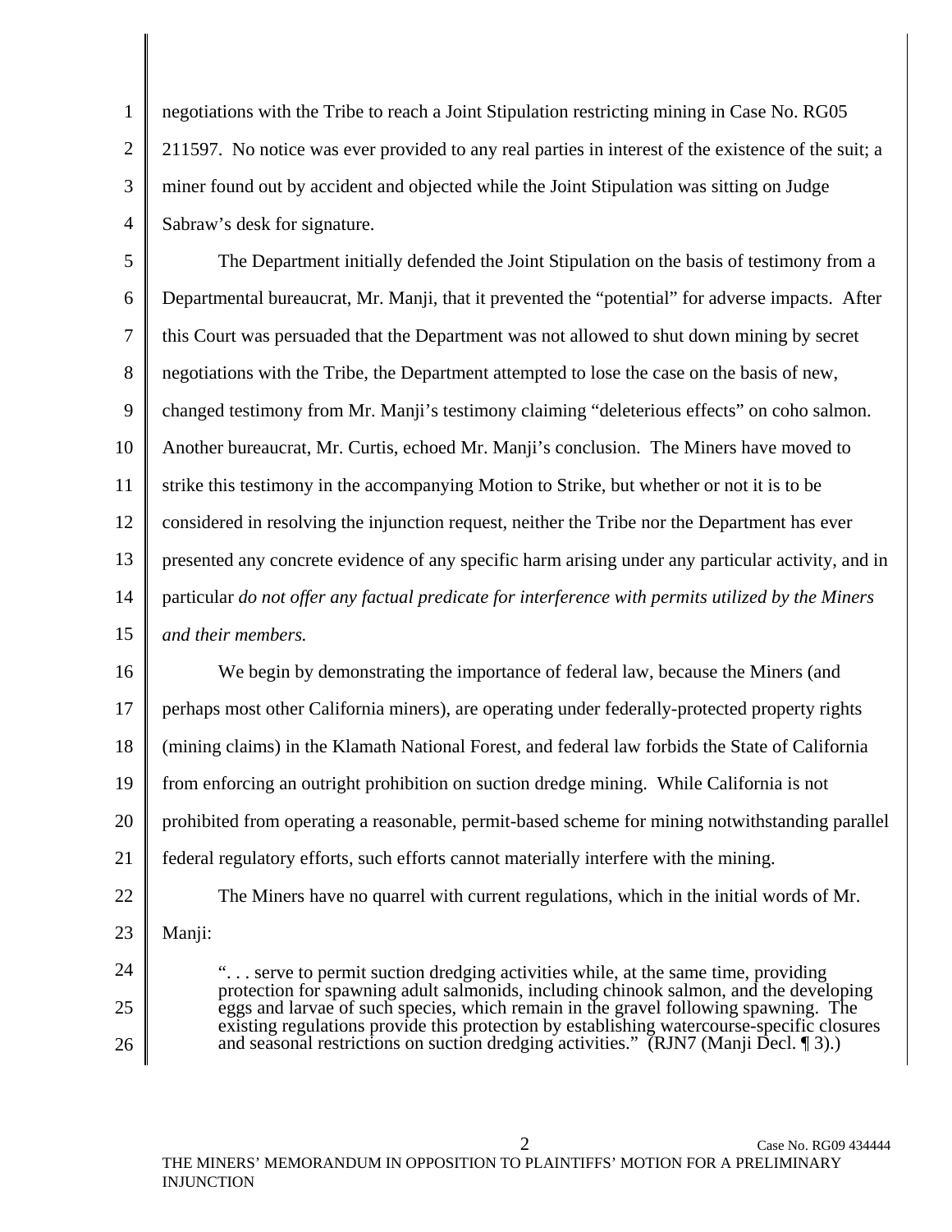negotiations with the Tribe to reach a Joint Stipulation restricting mining in Case No. RG05 211597. No notice was ever provided to any real parties in interest of the existence of the suit; a miner found out by accident and objected while the Joint Stipulation was sitting on Judge Sabraw's desk for signature.

The Department initially defended the Joint Stipulation on the basis of testimony from a Departmental bureaucrat, Mr. Manji, that it prevented the "potential" for adverse impacts. After this Court was persuaded that the Department was not allowed to shut down mining by secret negotiations with the Tribe, the Department attempted to lose the case on the basis of new, changed testimony from Mr. Manji's testimony claiming "deleterious effects" on coho salmon. Another bureaucrat, Mr. Curtis, echoed Mr. Manji's conclusion. The Miners have moved to strike this testimony in the accompanying Motion to Strike, but whether or not it is to be considered in resolving the injunction request, neither the Tribe nor the Department has ever presented any concrete evidence of any specific harm arising under any particular activity, and in particular *do not offer any factual predicate for interference with permits utilized by the Miners and their members.*

We begin by demonstrating the importance of federal law, because the Miners (and perhaps most other California miners), are operating under federally-protected property rights (mining claims) in the Klamath National Forest, and federal law forbids the State of California from enforcing an outright prohibition on suction dredge mining. While California is not prohibited from operating a reasonable, permit-based scheme for mining notwithstanding parallel federal regulatory efforts, such efforts cannot materially interfere with the mining.

The Miners have no quarrel with current regulations, which in the initial words of Mr. Manji:

> ". . . serve to permit suction dredging activities while, at the same time, providing protection for spawning adult salmonids, including chinook salmon, and the developing eggs and larvae of such species, which remain in the gravel following spawning. The existing regulations provide this protection by establishing watercourse-specific closures and seasonal restrictions on suction dredging activities." (RJN7 (Manji Decl. ¶ 3).)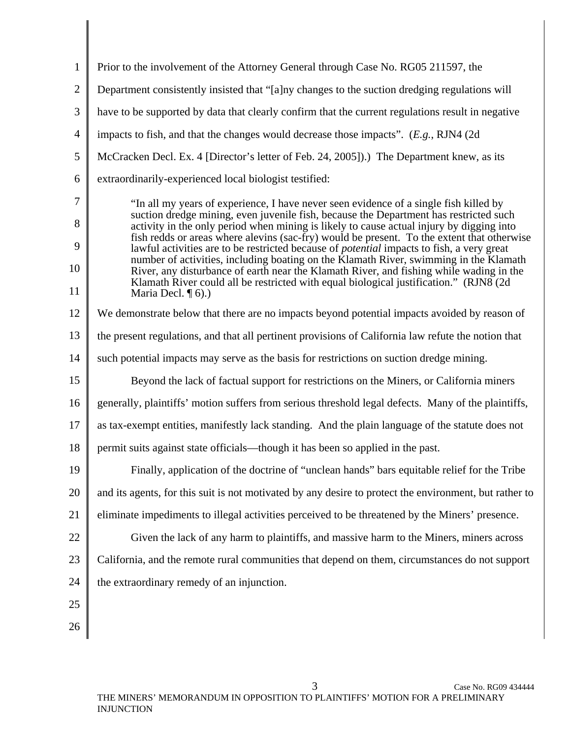Prior to the involvement of the Attorney General through Case No. RG05 211597, the Department consistently insisted that "[a]ny changes to the suction dredging regulations will have to be supported by data that clearly confirm that the current regulations result in negative impacts to fish, and that the changes would decrease those impacts". (*E.g.*, RJN4 (2d McCracken Decl. Ex. 4 [Director's letter of Feb. 24, 2005]).) The Department knew, as its extraordinarily-experienced local biologist testified:

> "In all my years of experience, I have never seen evidence of a single fish killed by suction dredge mining, even juvenile fish, because the Department has restricted such activity in the only period when mining is likely to cause actual injury by digging into fish redds or areas where alevins (sac-fry) would be present. To the extent that otherwise lawful activities are to be restricted because of *potential* impacts to fish, a very great number of activities, including boating on the Klamath River, swimming in the Klamath River, any disturbance of earth near the Klamath River, and fishing while wading in the Klamath River could all be restricted with equal biological justification." (RJN8 (2d Maria Decl. ¶ 6).)

We demonstrate below that there are no impacts beyond potential impacts avoided by reason of the present regulations, and that all pertinent provisions of California law refute the notion that such potential impacts may serve as the basis for restrictions on suction dredge mining.

Beyond the lack of factual support for restrictions on the Miners, or California miners generally, plaintiffs' motion suffers from serious threshold legal defects. Many of the plaintiffs, as tax-exempt entities, manifestly lack standing. And the plain language of the statute does not permit suits against state officials—though it has been so applied in the past.

Finally, application of the doctrine of "unclean hands" bars equitable relief for the Tribe and its agents, for this suit is not motivated by any desire to protect the environment, but rather to eliminate impediments to illegal activities perceived to be threatened by the Miners' presence.

Given the lack of any harm to plaintiffs, and massive harm to the Miners, miners across California, and the remote rural communities that depend on them, circumstances do not support the extraordinary remedy of an injunction.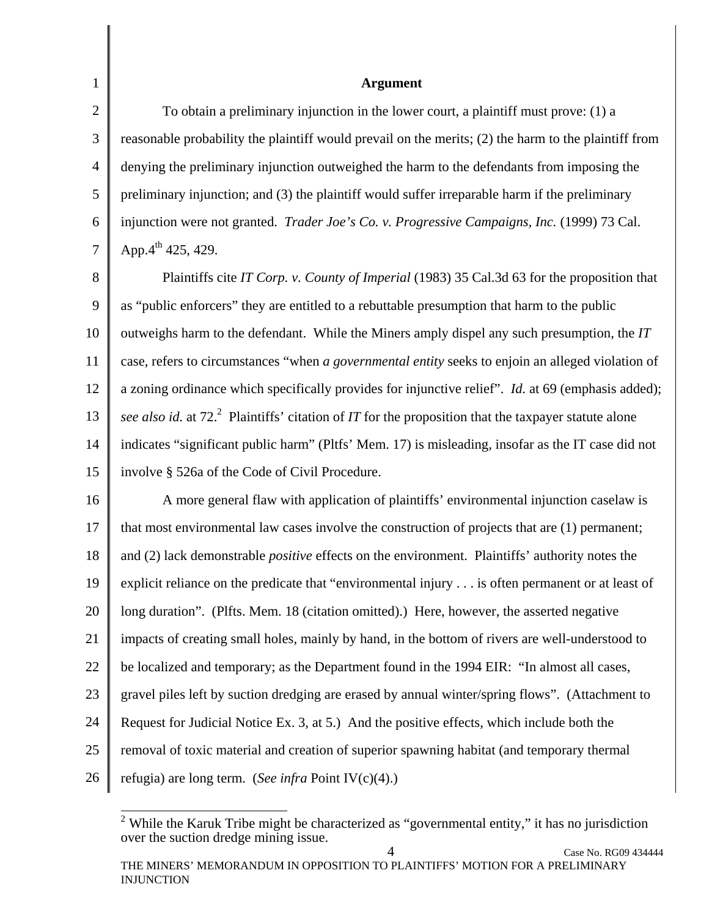**Argument**

To obtain a preliminary injunction in the lower court, a plaintiff must prove: (1) a reasonable probability the plaintiff would prevail on the merits; (2) the harm to the plaintiff from denying the preliminary injunction outweighed the harm to the defendants from imposing the preliminary injunction; and (3) the plaintiff would suffer irreparable harm if the preliminary injunction were not granted. *Trader Joe's Co. v. Progressive Campaigns, Inc.* (1999) 73 Cal. App.4th 425, 429.

Plaintiffs cite *IT Corp. v. County of Imperial* (1983) 35 Cal.3d 63 for the proposition that as "public enforcers" they are entitled to a rebuttable presumption that harm to the public outweighs harm to the defendant. While the Miners amply dispel any such presumption, the *IT* case, refers to circumstances "when *a governmental entity* seeks to enjoin an alleged violation of a zoning ordinance which specifically provides for injunctive relief". *Id.* at 69 (emphasis added); *see also id.* at 72.[2] Plaintiffs' citation of *IT* for the proposition that the taxpayer statute alone indicates "significant public harm" (Pltfs' Mem. 17) is misleading, insofar as the IT case did not involve § 526a of the Code of Civil Procedure.

A more general flaw with application of plaintiffs' environmental injunction caselaw is that most environmental law cases involve the construction of projects that are (1) permanent; and (2) lack demonstrable *positive* effects on the environment. Plaintiffs' authority notes the explicit reliance on the predicate that "environmental injury . . . is often permanent or at least of long duration". (Plfts. Mem. 18 (citation omitted).) Here, however, the asserted negative impacts of creating small holes, mainly by hand, in the bottom of rivers are well-understood to be localized and temporary; as the Department found in the 1994 EIR: "In almost all cases, gravel piles left by suction dredging are erased by annual winter/spring flows". (Attachment to Request for Judicial Notice Ex. 3, at 5.) And the positive effects, which include both the removal of toxic material and creation of superior spawning habitat (and temporary thermal refugia) are long term. (*See infra* Point IV(c)(4).)

[2] While the Karuk Tribe might be characterized as "governmental entity," it has no jurisdiction over the suction dredge mining issue.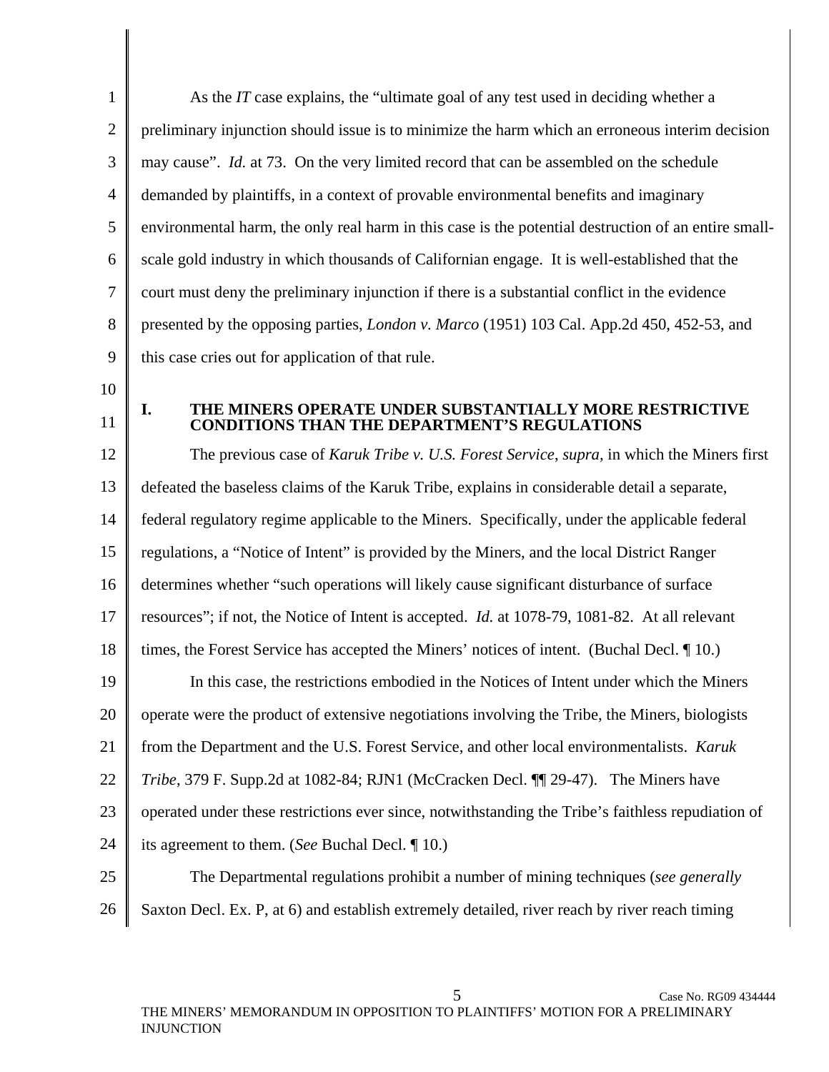As the *IT* case explains, the "ultimate goal of any test used in deciding whether a preliminary injunction should issue is to minimize the harm which an erroneous interim decision may cause". *Id.* at 73. On the very limited record that can be assembled on the schedule demanded by plaintiffs, in a context of provable environmental benefits and imaginary environmental harm, the only real harm in this case is the potential destruction of an entire small-scale gold industry in which thousands of Californian engage. It is well-established that the court must deny the preliminary injunction if there is a substantial conflict in the evidence presented by the opposing parties, *London v. Marco* (1951) 103 Cal. App.2d 450, 452-53, and this case cries out for application of that rule.

## I. THE MINERS OPERATE UNDER SUBSTANTIALLY MORE RESTRICTIVE CONDITIONS THAN THE DEPARTMENT'S REGULATIONS

The previous case of *Karuk Tribe v. U.S. Forest Service*, *supra*, in which the Miners first defeated the baseless claims of the Karuk Tribe, explains in considerable detail a separate, federal regulatory regime applicable to the Miners. Specifically, under the applicable federal regulations, a "Notice of Intent" is provided by the Miners, and the local District Ranger determines whether "such operations will likely cause significant disturbance of surface resources"; if not, the Notice of Intent is accepted. *Id.* at 1078-79, 1081-82. At all relevant times, the Forest Service has accepted the Miners' notices of intent. (Buchal Decl. ¶ 10.)

In this case, the restrictions embodied in the Notices of Intent under which the Miners operate were the product of extensive negotiations involving the Tribe, the Miners, biologists from the Department and the U.S. Forest Service, and other local environmentalists. *Karuk Tribe*, 379 F. Supp.2d at 1082-84; RJN1 (McCracken Decl. ¶¶ 29-47). The Miners have operated under these restrictions ever since, notwithstanding the Tribe's faithless repudiation of its agreement to them. (*See* Buchal Decl. ¶ 10.)

The Departmental regulations prohibit a number of mining techniques (*see generally* Saxton Decl. Ex. P, at 6) and establish extremely detailed, river reach by river reach timing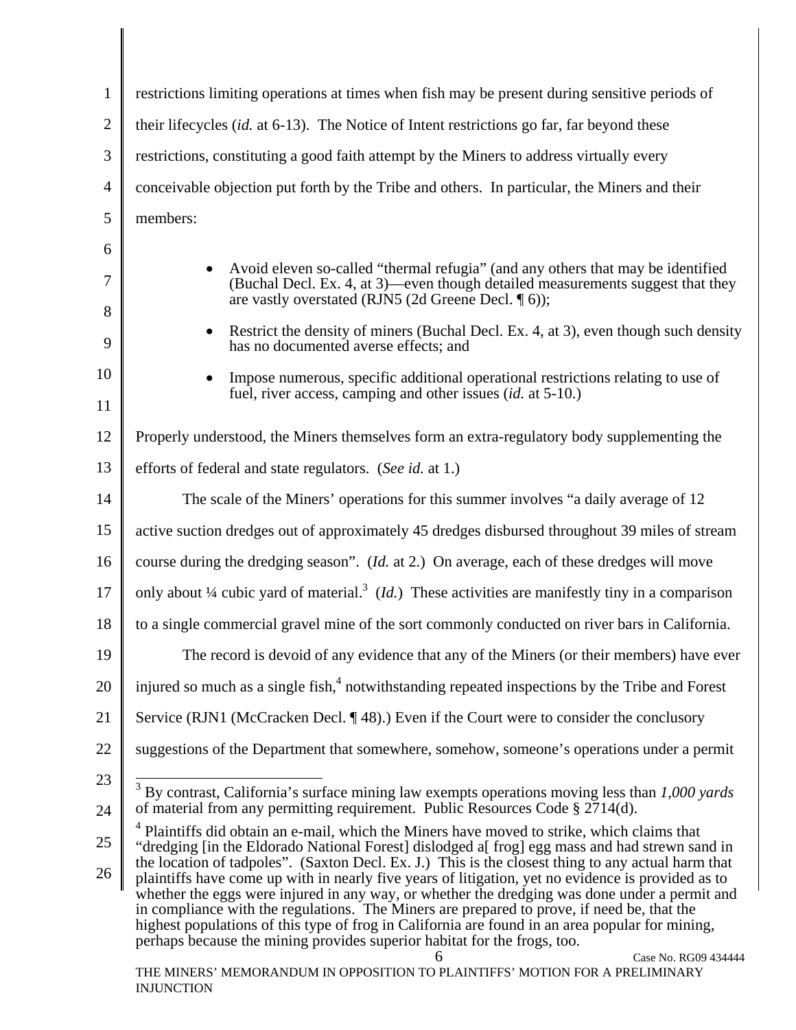restrictions limiting operations at times when fish may be present during sensitive periods of their lifecycles (*id.* at 6-13). The Notice of Intent restrictions go far, far beyond these restrictions, constituting a good faith attempt by the Miners to address virtually every conceivable objection put forth by the Tribe and others. In particular, the Miners and their members:

- Avoid eleven so-called "thermal refugia" (and any others that may be identified (Buchal Decl. Ex. 4, at 3)—even though detailed measurements suggest that they are vastly overstated (RJN5 (2d Greene Decl. ¶ 6));
- Restrict the density of miners (Buchal Decl. Ex. 4, at 3), even though such density has no documented averse effects; and
- Impose numerous, specific additional operational restrictions relating to use of fuel, river access, camping and other issues (*id.* at 5-10.)

Properly understood, the Miners themselves form an extra-regulatory body supplementing the efforts of federal and state regulators. (*See id.* at 1.)

The scale of the Miners' operations for this summer involves "a daily average of 12 active suction dredges out of approximately 45 dredges disbursed throughout 39 miles of stream course during the dredging season". (*Id.* at 2.) On average, each of these dredges will move only about ¼ cubic yard of material.[3] (*Id.*) These activities are manifestly tiny in a comparison to a single commercial gravel mine of the sort commonly conducted on river bars in California.

The record is devoid of any evidence that any of the Miners (or their members) have ever injured so much as a single fish,[4] notwithstanding repeated inspections by the Tribe and Forest Service (RJN1 (McCracken Decl. ¶ 48).) Even if the Court were to consider the conclusory suggestions of the Department that somewhere, somehow, someone's operations under a permit

---

[3] By contrast, California's surface mining law exempts operations moving less than *1,000 yards* of material from any permitting requirement. Public Resources Code § 2714(d).

[4] Plaintiffs did obtain an e-mail, which the Miners have moved to strike, which claims that "dredging [in the Eldorado National Forest] dislodged a[ frog] egg mass and had strewn sand in the location of tadpoles". (Saxton Decl. Ex. J.) This is the closest thing to any actual harm that plaintiffs have come up with in nearly five years of litigation, yet no evidence is provided as to whether the eggs were injured in any way, or whether the dredging was done under a permit and in compliance with the regulations. The Miners are prepared to prove, if need be, that the highest populations of this type of frog in California are found in an area popular for mining, perhaps because the mining provides superior habitat for the frogs, too.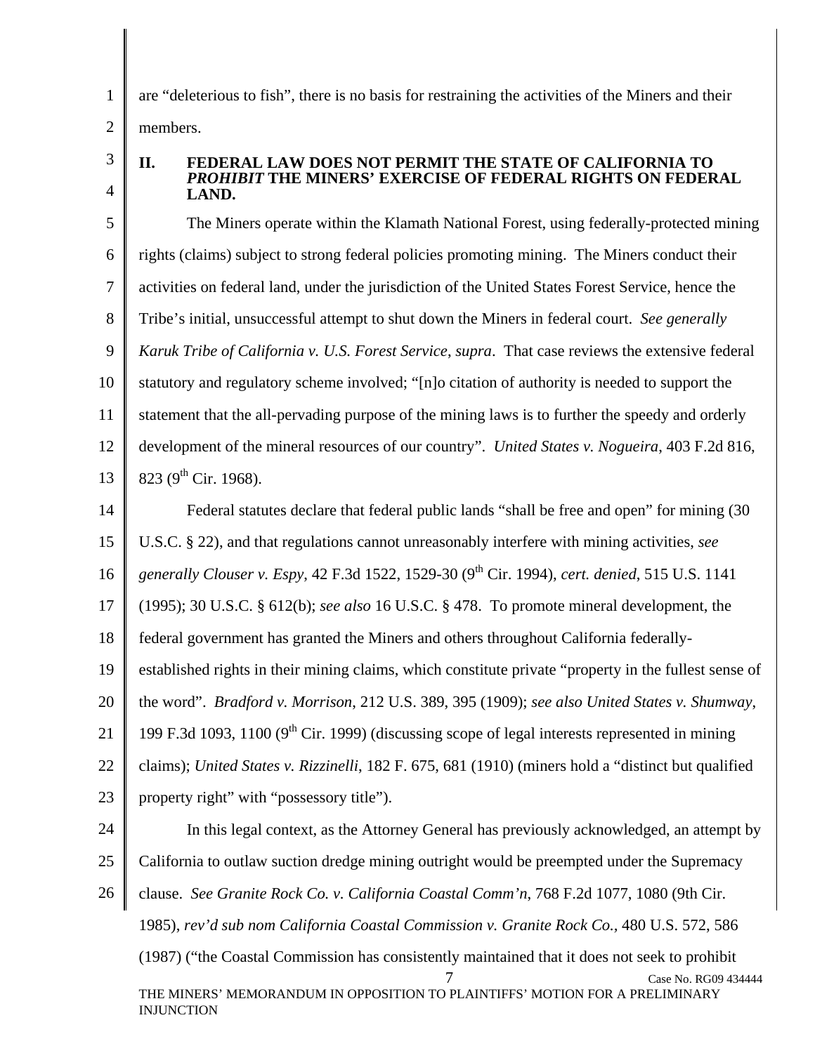are "deleterious to fish", there is no basis for restraining the activities of the Miners and their members.

## II. FEDERAL LAW DOES NOT PERMIT THE STATE OF CALIFORNIA TO *PROHIBIT* THE MINERS' EXERCISE OF FEDERAL RIGHTS ON FEDERAL LAND.

The Miners operate within the Klamath National Forest, using federally-protected mining rights (claims) subject to strong federal policies promoting mining. The Miners conduct their activities on federal land, under the jurisdiction of the United States Forest Service, hence the Tribe's initial, unsuccessful attempt to shut down the Miners in federal court. *See generally Karuk Tribe of California v. U.S. Forest Service*, *supra*. That case reviews the extensive federal statutory and regulatory scheme involved; "[n]o citation of authority is needed to support the statement that the all-pervading purpose of the mining laws is to further the speedy and orderly development of the mineral resources of our country". *United States v. Nogueira*, 403 F.2d 816, 823 (9th Cir. 1968).

Federal statutes declare that federal public lands "shall be free and open" for mining (30 U.S.C. § 22), and that regulations cannot unreasonably interfere with mining activities, *see generally Clouser v. Espy*, 42 F.3d 1522, 1529-30 (9th Cir. 1994), *cert. denied*, 515 U.S. 1141 (1995); 30 U.S.C. § 612(b); *see also* 16 U.S.C. § 478. To promote mineral development, the federal government has granted the Miners and others throughout California federally-established rights in their mining claims, which constitute private "property in the fullest sense of the word". *Bradford v. Morrison*, 212 U.S. 389, 395 (1909); *see also United States v. Shumway*, 199 F.3d 1093, 1100 (9th Cir. 1999) (discussing scope of legal interests represented in mining claims); *United States v. Rizzinelli*, 182 F. 675, 681 (1910) (miners hold a "distinct but qualified property right" with "possessory title").

In this legal context, as the Attorney General has previously acknowledged, an attempt by California to outlaw suction dredge mining outright would be preempted under the Supremacy clause. *See Granite Rock Co. v. California Coastal Comm'n*, 768 F.2d 1077, 1080 (9th Cir. 1985), *rev'd sub nom California Coastal Commission v. Granite Rock Co.*, 480 U.S. 572, 586 (1987) ("the Coastal Commission has consistently maintained that it does not seek to prohibit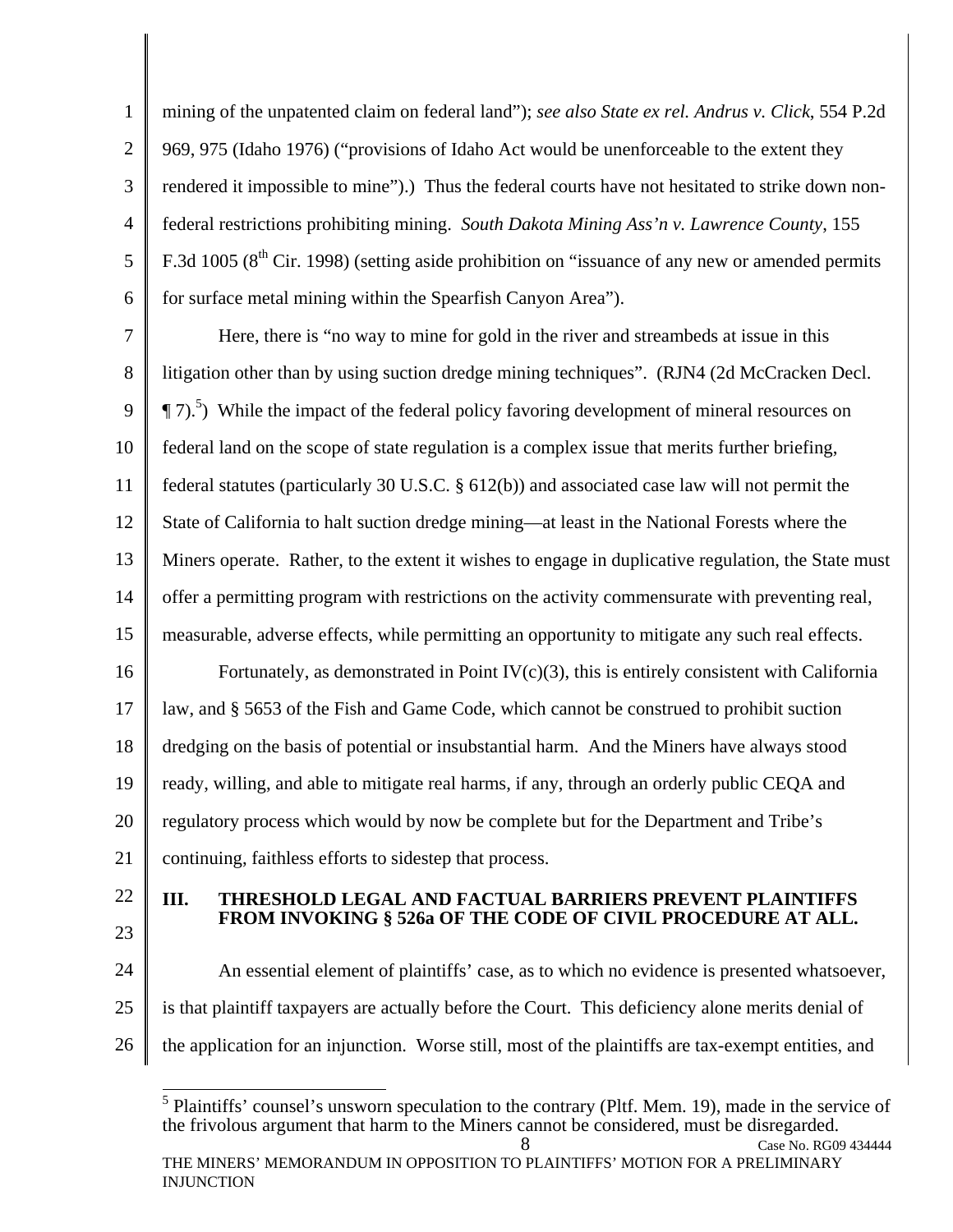mining of the unpatented claim on federal land"); *see also State ex rel. Andrus v. Click*, 554 P.2d 969, 975 (Idaho 1976) ("provisions of Idaho Act would be unenforceable to the extent they rendered it impossible to mine").) Thus the federal courts have not hesitated to strike down non-federal restrictions prohibiting mining. *South Dakota Mining Ass'n v. Lawrence County*, 155 F.3d 1005 (8th Cir. 1998) (setting aside prohibition on "issuance of any new or amended permits for surface metal mining within the Spearfish Canyon Area").

Here, there is "no way to mine for gold in the river and streambeds at issue in this litigation other than by using suction dredge mining techniques". (RJN4 (2d McCracken Decl. ¶ 7).[5]) While the impact of the federal policy favoring development of mineral resources on federal land on the scope of state regulation is a complex issue that merits further briefing, federal statutes (particularly 30 U.S.C. § 612(b)) and associated case law will not permit the State of California to halt suction dredge mining—at least in the National Forests where the Miners operate. Rather, to the extent it wishes to engage in duplicative regulation, the State must offer a permitting program with restrictions on the activity commensurate with preventing real, measurable, adverse effects, while permitting an opportunity to mitigate any such real effects.

Fortunately, as demonstrated in Point IV(c)(3), this is entirely consistent with California law, and § 5653 of the Fish and Game Code, which cannot be construed to prohibit suction dredging on the basis of potential or insubstantial harm. And the Miners have always stood ready, willing, and able to mitigate real harms, if any, through an orderly public CEQA and regulatory process which would by now be complete but for the Department and Tribe's continuing, faithless efforts to sidestep that process.

## III. THRESHOLD LEGAL AND FACTUAL BARRIERS PREVENT PLAINTIFFS FROM INVOKING § 526a OF THE CODE OF CIVIL PROCEDURE AT ALL.

An essential element of plaintiffs' case, as to which no evidence is presented whatsoever, is that plaintiff taxpayers are actually before the Court. This deficiency alone merits denial of the application for an injunction. Worse still, most of the plaintiffs are tax-exempt entities, and

[5] Plaintiffs' counsel's unsworn speculation to the contrary (Pltf. Mem. 19), made in the service of the frivolous argument that harm to the Miners cannot be considered, must be disregarded.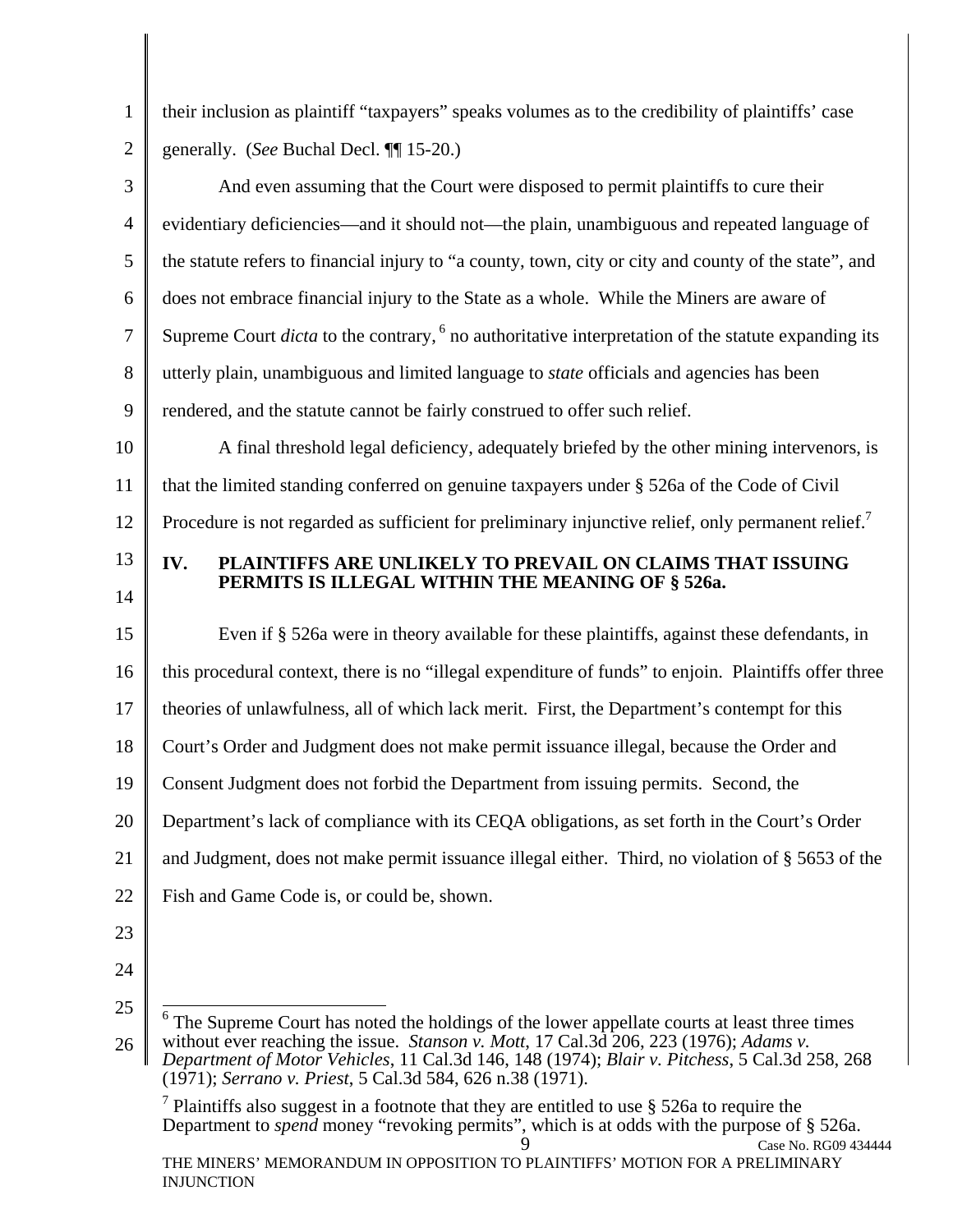their inclusion as plaintiff "taxpayers" speaks volumes as to the credibility of plaintiffs' case generally. (*See* Buchal Decl. ¶¶ 15-20.)

And even assuming that the Court were disposed to permit plaintiffs to cure their evidentiary deficiencies—and it should not—the plain, unambiguous and repeated language of the statute refers to financial injury to "a county, town, city or city and county of the state", and does not embrace financial injury to the State as a whole. While the Miners are aware of Supreme Court *dicta* to the contrary,[6] no authoritative interpretation of the statute expanding its utterly plain, unambiguous and limited language to *state* officials and agencies has been rendered, and the statute cannot be fairly construed to offer such relief.

A final threshold legal deficiency, adequately briefed by the other mining intervenors, is that the limited standing conferred on genuine taxpayers under § 526a of the Code of Civil Procedure is not regarded as sufficient for preliminary injunctive relief, only permanent relief.[7]

## IV. PLAINTIFFS ARE UNLIKELY TO PREVAIL ON CLAIMS THAT ISSUING PERMITS IS ILLEGAL WITHIN THE MEANING OF § 526a.

Even if § 526a were in theory available for these plaintiffs, against these defendants, in this procedural context, there is no "illegal expenditure of funds" to enjoin. Plaintiffs offer three theories of unlawfulness, all of which lack merit. First, the Department's contempt for this Court's Order and Judgment does not make permit issuance illegal, because the Order and Consent Judgment does not forbid the Department from issuing permits. Second, the Department's lack of compliance with its CEQA obligations, as set forth in the Court's Order and Judgment, does not make permit issuance illegal either. Third, no violation of § 5653 of the Fish and Game Code is, or could be, shown.

---

[6] The Supreme Court has noted the holdings of the lower appellate courts at least three times without ever reaching the issue. *Stanson v. Mott*, 17 Cal.3d 206, 223 (1976); *Adams v. Department of Motor Vehicles*, 11 Cal.3d 146, 148 (1974); *Blair v. Pitchess*, 5 Cal.3d 258, 268 (1971); *Serrano v. Priest*, 5 Cal.3d 584, 626 n.38 (1971).

[7] Plaintiffs also suggest in a footnote that they are entitled to use § 526a to require the Department to *spend* money "revoking permits", which is at odds with the purpose of § 526a.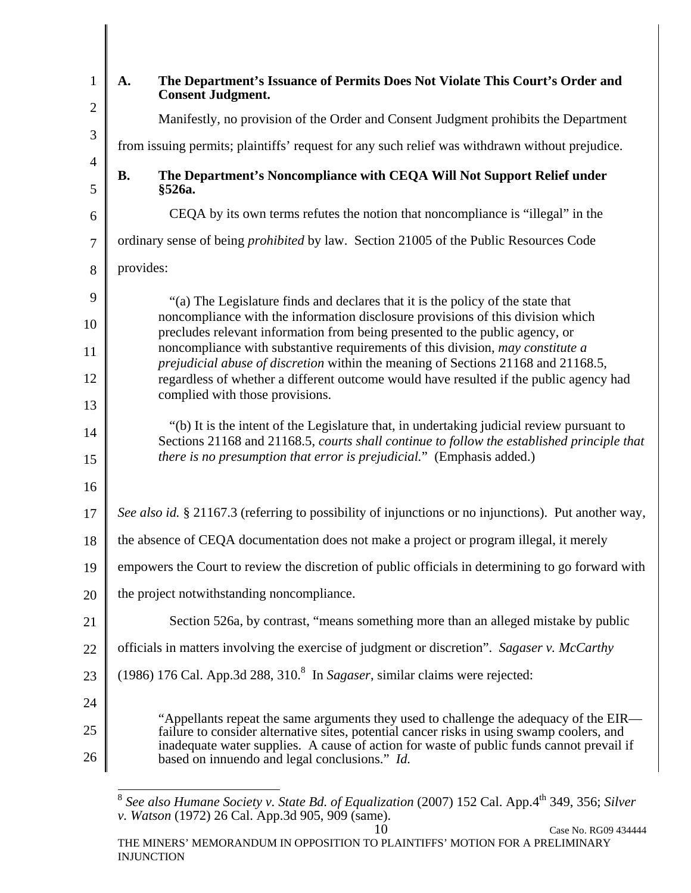### A. The Department's Issuance of Permits Does Not Violate This Court's Order and Consent Judgment.

Manifestly, no provision of the Order and Consent Judgment prohibits the Department from issuing permits; plaintiffs' request for any such relief was withdrawn without prejudice.

### B. The Department's Noncompliance with CEQA Will Not Support Relief under §526a.

CEQA by its own terms refutes the notion that noncompliance is "illegal" in the ordinary sense of being *prohibited* by law. Section 21005 of the Public Resources Code provides:

> "(a) The Legislature finds and declares that it is the policy of the state that noncompliance with the information disclosure provisions of this division which precludes relevant information from being presented to the public agency, or noncompliance with substantive requirements of this division, *may constitute a prejudicial abuse of discretion* within the meaning of Sections 21168 and 21168.5, regardless of whether a different outcome would have resulted if the public agency had complied with those provisions.
>
> "(b) It is the intent of the Legislature that, in undertaking judicial review pursuant to Sections 21168 and 21168.5, *courts shall continue to follow the established principle that there is no presumption that error is prejudicial.*" (Emphasis added.)

*See also id.* § 21167.3 (referring to possibility of injunctions or no injunctions). Put another way, the absence of CEQA documentation does not make a project or program illegal, it merely empowers the Court to review the discretion of public officials in determining to go forward with the project notwithstanding noncompliance.

Section 526a, by contrast, "means something more than an alleged mistake by public officials in matters involving the exercise of judgment or discretion". *Sagaser v. McCarthy* (1986) 176 Cal. App.3d 288, 310.[8] In *Sagaser*, similar claims were rejected:

> "Appellants repeat the same arguments they used to challenge the adequacy of the EIR—failure to consider alternative sites, potential cancer risks in using swamp coolers, and inadequate water supplies. A cause of action for waste of public funds cannot prevail if based on innuendo and legal conclusions." *Id.*

---

[8] *See also Humane Society v. State Bd. of Equalization* (2007) 152 Cal. App.4th 349, 356; *Silver v. Watson* (1972) 26 Cal. App.3d 905, 909 (same).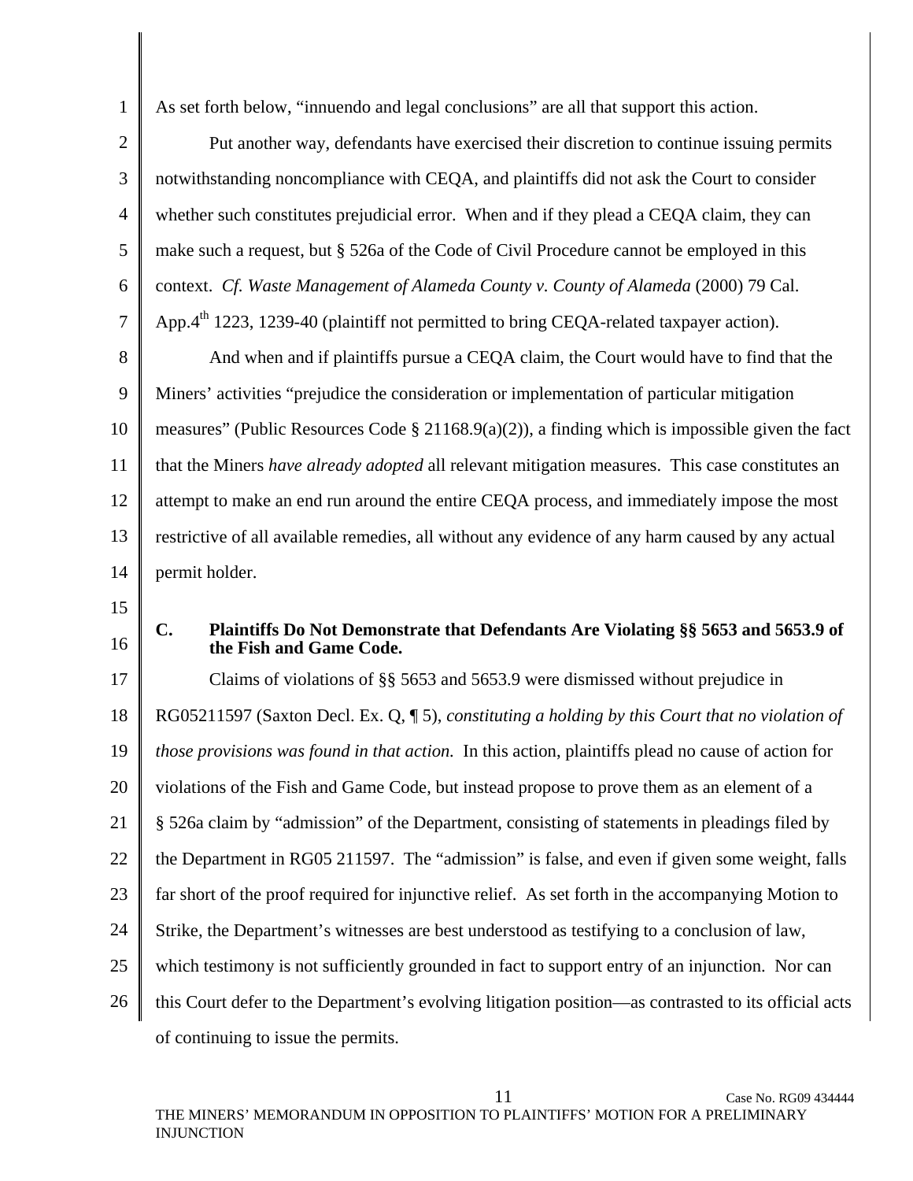As set forth below, "innuendo and legal conclusions" are all that support this action.

Put another way, defendants have exercised their discretion to continue issuing permits notwithstanding noncompliance with CEQA, and plaintiffs did not ask the Court to consider whether such constitutes prejudicial error. When and if they plead a CEQA claim, they can make such a request, but § 526a of the Code of Civil Procedure cannot be employed in this context. *Cf. Waste Management of Alameda County v. County of Alameda* (2000) 79 Cal. App.4th 1223, 1239-40 (plaintiff not permitted to bring CEQA-related taxpayer action).

And when and if plaintiffs pursue a CEQA claim, the Court would have to find that the Miners' activities "prejudice the consideration or implementation of particular mitigation measures" (Public Resources Code § 21168.9(a)(2)), a finding which is impossible given the fact that the Miners *have already adopted* all relevant mitigation measures. This case constitutes an attempt to make an end run around the entire CEQA process, and immediately impose the most restrictive of all available remedies, all without any evidence of any harm caused by any actual permit holder.

### C. Plaintiffs Do Not Demonstrate that Defendants Are Violating §§ 5653 and 5653.9 of the Fish and Game Code.

Claims of violations of §§ 5653 and 5653.9 were dismissed without prejudice in RG05211597 (Saxton Decl. Ex. Q, ¶ 5), *constituting a holding by this Court that no violation of those provisions was found in that action.* In this action, plaintiffs plead no cause of action for violations of the Fish and Game Code, but instead propose to prove them as an element of a § 526a claim by "admission" of the Department, consisting of statements in pleadings filed by the Department in RG05 211597. The "admission" is false, and even if given some weight, falls far short of the proof required for injunctive relief. As set forth in the accompanying Motion to Strike, the Department's witnesses are best understood as testifying to a conclusion of law, which testimony is not sufficiently grounded in fact to support entry of an injunction. Nor can this Court defer to the Department's evolving litigation position—as contrasted to its official acts of continuing to issue the permits.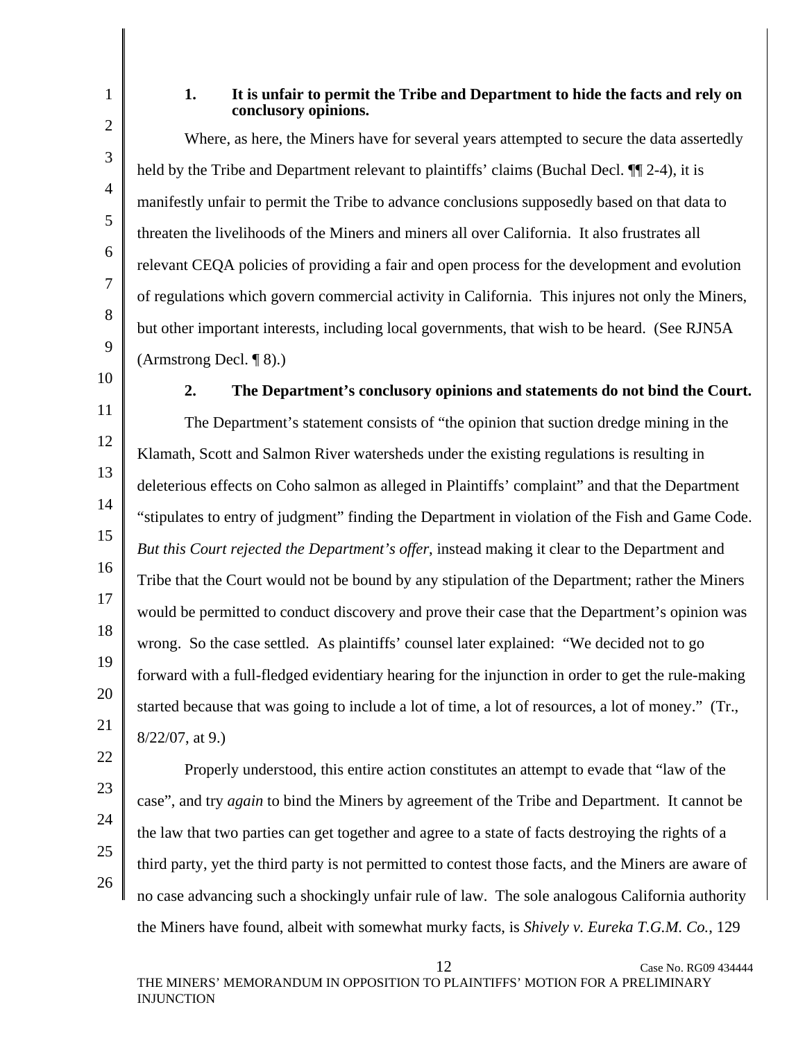### 1. It is unfair to permit the Tribe and Department to hide the facts and rely on conclusory opinions.

Where, as here, the Miners have for several years attempted to secure the data assertedly held by the Tribe and Department relevant to plaintiffs' claims (Buchal Decl. ¶¶ 2-4), it is manifestly unfair to permit the Tribe to advance conclusions supposedly based on that data to threaten the livelihoods of the Miners and miners all over California. It also frustrates all relevant CEQA policies of providing a fair and open process for the development and evolution of regulations which govern commercial activity in California. This injures not only the Miners, but other important interests, including local governments, that wish to be heard. (See RJN5A (Armstrong Decl. ¶ 8).)

### 2. The Department's conclusory opinions and statements do not bind the Court.

The Department's statement consists of "the opinion that suction dredge mining in the Klamath, Scott and Salmon River watersheds under the existing regulations is resulting in deleterious effects on Coho salmon as alleged in Plaintiffs' complaint" and that the Department "stipulates to entry of judgment" finding the Department in violation of the Fish and Game Code. *But this Court rejected the Department's offer*, instead making it clear to the Department and Tribe that the Court would not be bound by any stipulation of the Department; rather the Miners would be permitted to conduct discovery and prove their case that the Department's opinion was wrong. So the case settled. As plaintiffs' counsel later explained: "We decided not to go forward with a full-fledged evidentiary hearing for the injunction in order to get the rule-making started because that was going to include a lot of time, a lot of resources, a lot of money." (Tr., 8/22/07, at 9.)

Properly understood, this entire action constitutes an attempt to evade that "law of the case", and try *again* to bind the Miners by agreement of the Tribe and Department. It cannot be the law that two parties can get together and agree to a state of facts destroying the rights of a third party, yet the third party is not permitted to contest those facts, and the Miners are aware of no case advancing such a shockingly unfair rule of law. The sole analogous California authority the Miners have found, albeit with somewhat murky facts, is *Shively v. Eureka T.G.M. Co.*, 129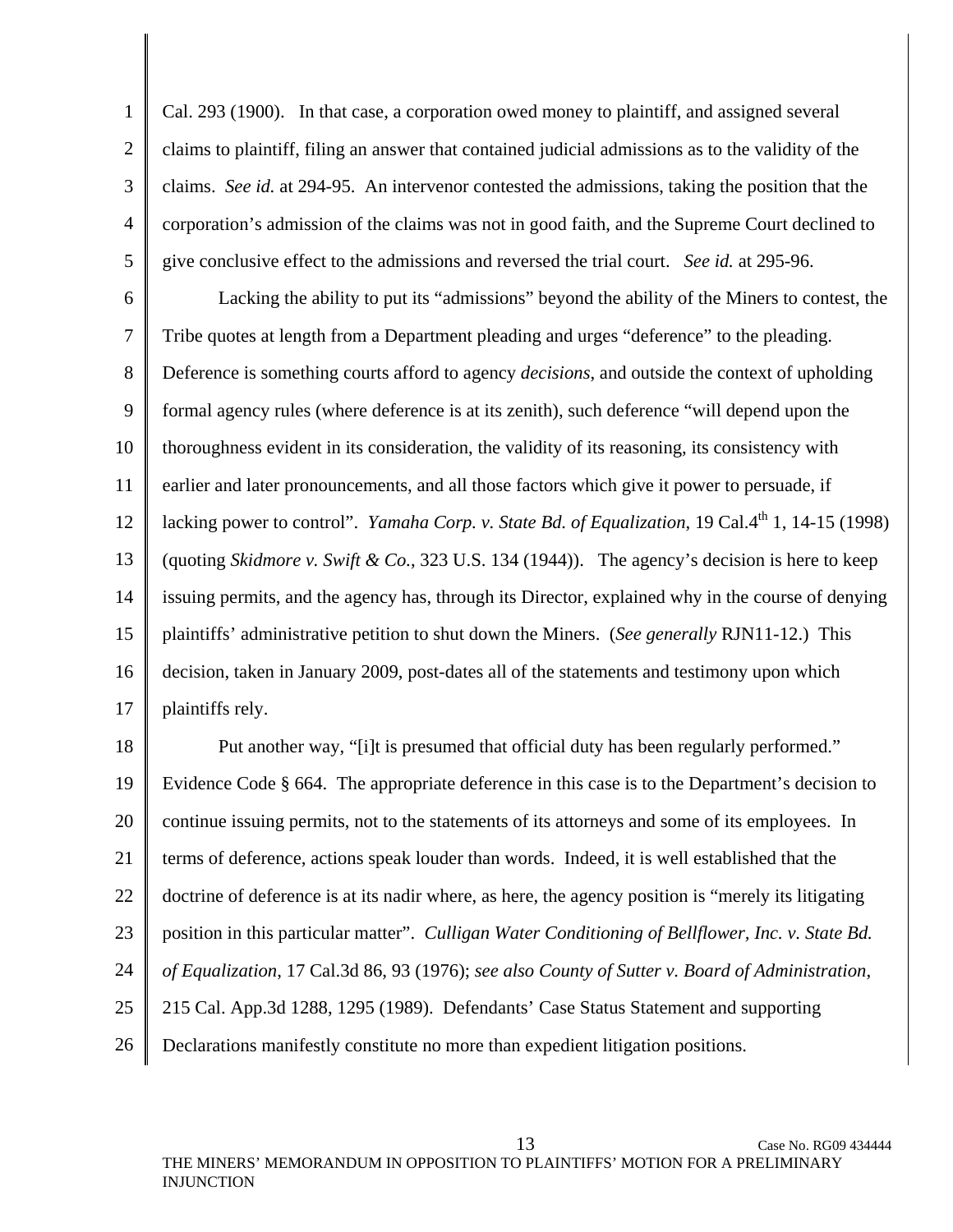Cal. 293 (1900). In that case, a corporation owed money to plaintiff, and assigned several claims to plaintiff, filing an answer that contained judicial admissions as to the validity of the claims. *See id.* at 294-95. An intervenor contested the admissions, taking the position that the corporation's admission of the claims was not in good faith, and the Supreme Court declined to give conclusive effect to the admissions and reversed the trial court. *See id.* at 295-96.

Lacking the ability to put its "admissions" beyond the ability of the Miners to contest, the Tribe quotes at length from a Department pleading and urges "deference" to the pleading. Deference is something courts afford to agency *decisions*, and outside the context of upholding formal agency rules (where deference is at its zenith), such deference "will depend upon the thoroughness evident in its consideration, the validity of its reasoning, its consistency with earlier and later pronouncements, and all those factors which give it power to persuade, if lacking power to control". *Yamaha Corp. v. State Bd. of Equalization*, 19 Cal.4th 1, 14-15 (1998) (quoting *Skidmore v. Swift & Co.*, 323 U.S. 134 (1944)). The agency's decision is here to keep issuing permits, and the agency has, through its Director, explained why in the course of denying plaintiffs' administrative petition to shut down the Miners. (*See generally* RJN11-12.) This decision, taken in January 2009, post-dates all of the statements and testimony upon which plaintiffs rely.

Put another way, "[i]t is presumed that official duty has been regularly performed." Evidence Code § 664. The appropriate deference in this case is to the Department's decision to continue issuing permits, not to the statements of its attorneys and some of its employees. In terms of deference, actions speak louder than words. Indeed, it is well established that the doctrine of deference is at its nadir where, as here, the agency position is "merely its litigating position in this particular matter". *Culligan Water Conditioning of Bellflower, Inc. v. State Bd. of Equalization*, 17 Cal.3d 86, 93 (1976); *see also County of Sutter v. Board of Administration*, 215 Cal. App.3d 1288, 1295 (1989). Defendants' Case Status Statement and supporting Declarations manifestly constitute no more than expedient litigation positions.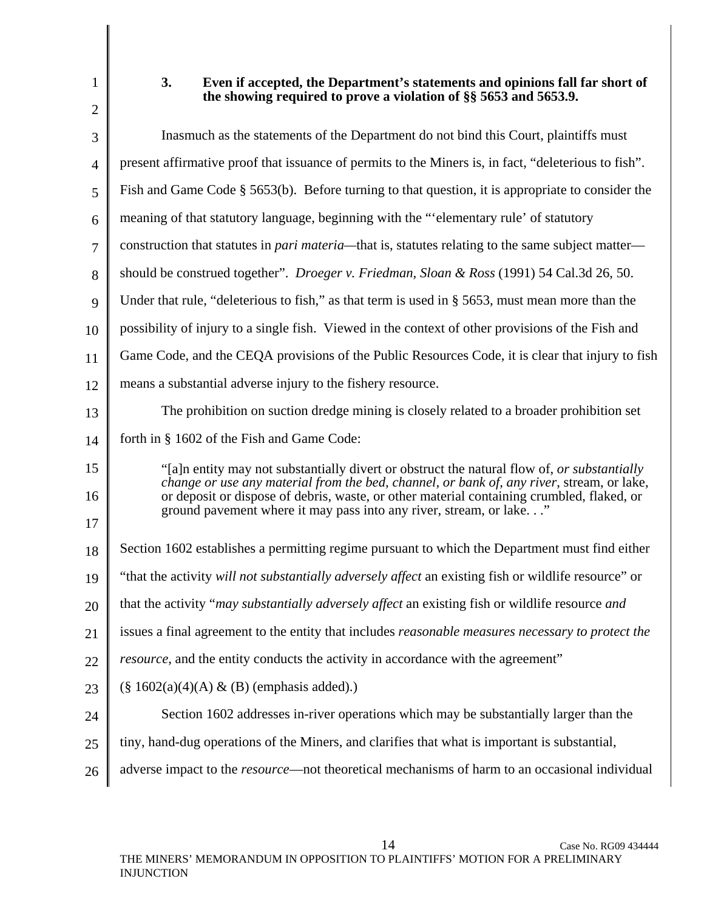### 3. Even if accepted, the Department's statements and opinions fall far short of the showing required to prove a violation of §§ 5653 and 5653.9.

Inasmuch as the statements of the Department do not bind this Court, plaintiffs must present affirmative proof that issuance of permits to the Miners is, in fact, "deleterious to fish". Fish and Game Code § 5653(b). Before turning to that question, it is appropriate to consider the meaning of that statutory language, beginning with the "'elementary rule' of statutory construction that statutes in *pari materia*—that is, statutes relating to the same subject matter—should be construed together". *Droeger v. Friedman, Sloan & Ross* (1991) 54 Cal.3d 26, 50. Under that rule, "deleterious to fish," as that term is used in § 5653, must mean more than the possibility of injury to a single fish. Viewed in the context of other provisions of the Fish and Game Code, and the CEQA provisions of the Public Resources Code, it is clear that injury to fish means a substantial adverse injury to the fishery resource.

The prohibition on suction dredge mining is closely related to a broader prohibition set forth in § 1602 of the Fish and Game Code:

> "[a]n entity may not substantially divert or obstruct the natural flow of, *or substantially change or use any material from the bed, channel, or bank of, any river*, stream, or lake, or deposit or dispose of debris, waste, or other material containing crumbled, flaked, or ground pavement where it may pass into any river, stream, or lake. . ."

Section 1602 establishes a permitting regime pursuant to which the Department must find either "that the activity *will not substantially adversely affect* an existing fish or wildlife resource" or that the activity "*may substantially adversely affect* an existing fish or wildlife resource *and* issues a final agreement to the entity that includes *reasonable measures necessary to protect the resource*, and the entity conducts the activity in accordance with the agreement" (§ 1602(a)(4)(A) & (B) (emphasis added).)

Section 1602 addresses in-river operations which may be substantially larger than the tiny, hand-dug operations of the Miners, and clarifies that what is important is substantial, adverse impact to the *resource*—not theoretical mechanisms of harm to an occasional individual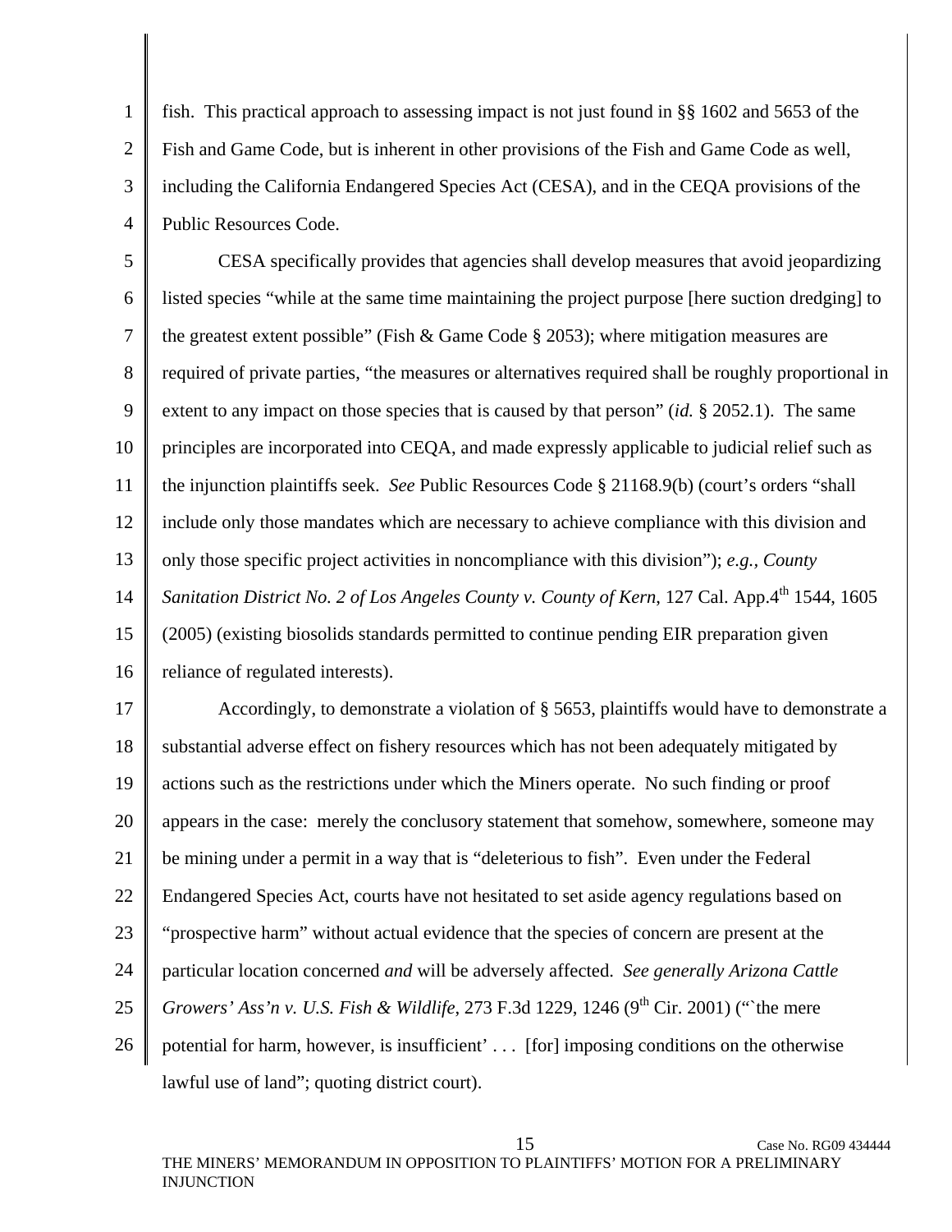fish. This practical approach to assessing impact is not just found in §§ 1602 and 5653 of the Fish and Game Code, but is inherent in other provisions of the Fish and Game Code as well, including the California Endangered Species Act (CESA), and in the CEQA provisions of the Public Resources Code.

CESA specifically provides that agencies shall develop measures that avoid jeopardizing listed species "while at the same time maintaining the project purpose [here suction dredging] to the greatest extent possible" (Fish & Game Code § 2053); where mitigation measures are required of private parties, "the measures or alternatives required shall be roughly proportional in extent to any impact on those species that is caused by that person" (*id.* § 2052.1). The same principles are incorporated into CEQA, and made expressly applicable to judicial relief such as the injunction plaintiffs seek. *See* Public Resources Code § 21168.9(b) (court's orders "shall include only those mandates which are necessary to achieve compliance with this division and only those specific project activities in noncompliance with this division"); *e.g., County Sanitation District No. 2 of Los Angeles County v. County of Kern*, 127 Cal. App.4th 1544, 1605 (2005) (existing biosolids standards permitted to continue pending EIR preparation given reliance of regulated interests).

Accordingly, to demonstrate a violation of § 5653, plaintiffs would have to demonstrate a substantial adverse effect on fishery resources which has not been adequately mitigated by actions such as the restrictions under which the Miners operate. No such finding or proof appears in the case: merely the conclusory statement that somehow, somewhere, someone may be mining under a permit in a way that is "deleterious to fish". Even under the Federal Endangered Species Act, courts have not hesitated to set aside agency regulations based on "prospective harm" without actual evidence that the species of concern are present at the particular location concerned *and* will be adversely affected. *See generally Arizona Cattle Growers' Ass'n v. U.S. Fish & Wildlife*, 273 F.3d 1229, 1246 (9th Cir. 2001) ("`the mere potential for harm, however, is insufficient' . . . [for] imposing conditions on the otherwise lawful use of land"; quoting district court).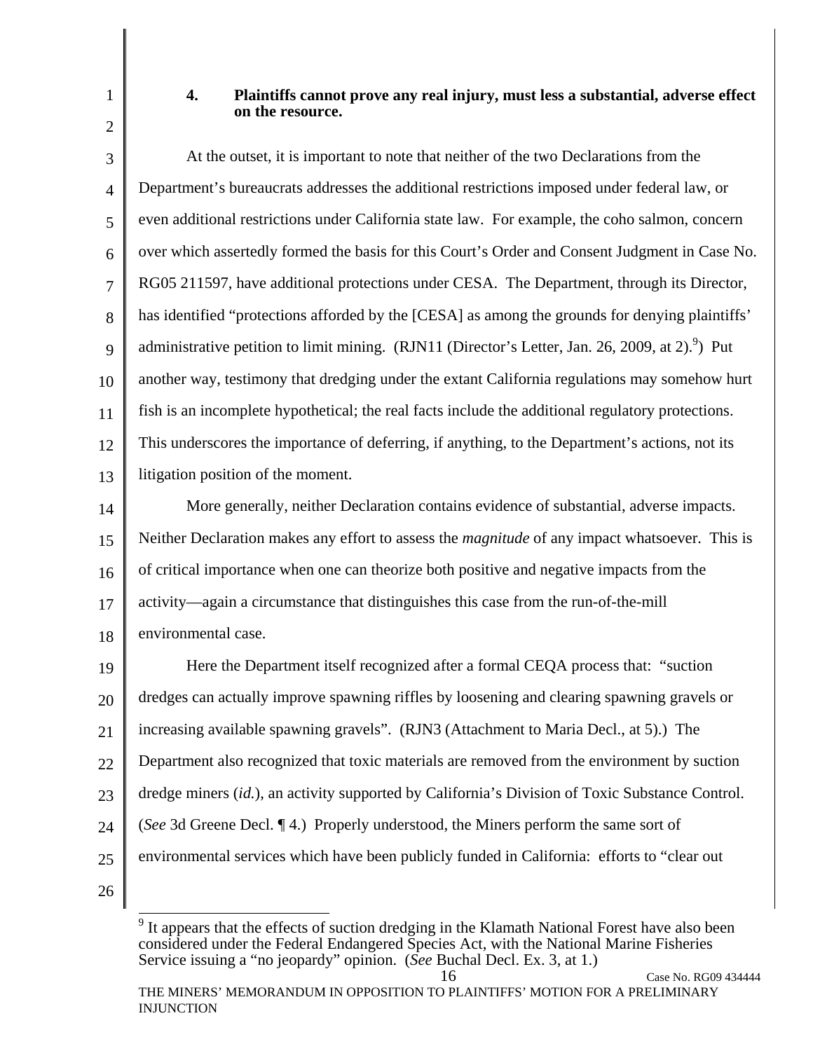#### 4. Plaintiffs cannot prove any real injury, must less a substantial, adverse effect on the resource.

At the outset, it is important to note that neither of the two Declarations from the Department's bureaucrats addresses the additional restrictions imposed under federal law, or even additional restrictions under California state law. For example, the coho salmon, concern over which assertedly formed the basis for this Court's Order and Consent Judgment in Case No. RG05 211597, have additional protections under CESA. The Department, through its Director, has identified "protections afforded by the [CESA] as among the grounds for denying plaintiffs' administrative petition to limit mining. (RJN11 (Director's Letter, Jan. 26, 2009, at 2).[9]) Put another way, testimony that dredging under the extant California regulations may somehow hurt fish is an incomplete hypothetical; the real facts include the additional regulatory protections. This underscores the importance of deferring, if anything, to the Department's actions, not its litigation position of the moment.

More generally, neither Declaration contains evidence of substantial, adverse impacts. Neither Declaration makes any effort to assess the *magnitude* of any impact whatsoever. This is of critical importance when one can theorize both positive and negative impacts from the activity—again a circumstance that distinguishes this case from the run-of-the-mill environmental case.

Here the Department itself recognized after a formal CEQA process that: "suction dredges can actually improve spawning riffles by loosening and clearing spawning gravels or increasing available spawning gravels". (RJN3 (Attachment to Maria Decl., at 5).) The Department also recognized that toxic materials are removed from the environment by suction dredge miners (*id.*), an activity supported by California's Division of Toxic Substance Control. (*See* 3d Greene Decl. ¶ 4.) Properly understood, the Miners perform the same sort of environmental services which have been publicly funded in California: efforts to "clear out

---

[9] It appears that the effects of suction dredging in the Klamath National Forest have also been considered under the Federal Endangered Species Act, with the National Marine Fisheries Service issuing a "no jeopardy" opinion. (*See* Buchal Decl. Ex. 3, at 1.)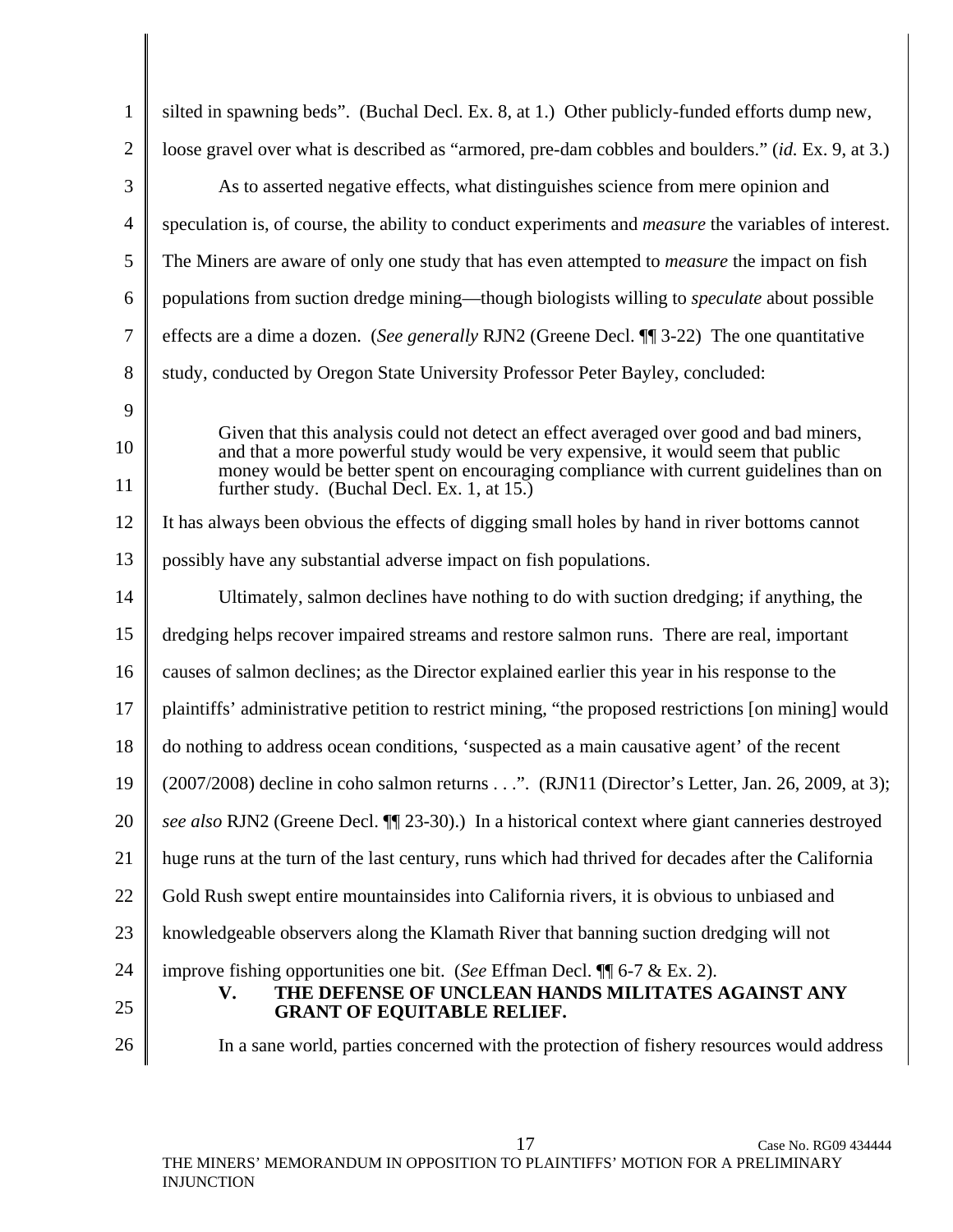silted in spawning beds". (Buchal Decl. Ex. 8, at 1.) Other publicly-funded efforts dump new, loose gravel over what is described as "armored, pre-dam cobbles and boulders." (*id.* Ex. 9, at 3.)

As to asserted negative effects, what distinguishes science from mere opinion and speculation is, of course, the ability to conduct experiments and *measure* the variables of interest. The Miners are aware of only one study that has even attempted to *measure* the impact on fish populations from suction dredge mining—though biologists willing to *speculate* about possible effects are a dime a dozen. (*See generally* RJN2 (Greene Decl. ¶¶ 3-22) The one quantitative study, conducted by Oregon State University Professor Peter Bayley, concluded:

> Given that this analysis could not detect an effect averaged over good and bad miners, and that a more powerful study would be very expensive, it would seem that public money would be better spent on encouraging compliance with current guidelines than on further study. (Buchal Decl. Ex. 1, at 15.)

It has always been obvious the effects of digging small holes by hand in river bottoms cannot possibly have any substantial adverse impact on fish populations.

Ultimately, salmon declines have nothing to do with suction dredging; if anything, the dredging helps recover impaired streams and restore salmon runs. There are real, important causes of salmon declines; as the Director explained earlier this year in his response to the plaintiffs' administrative petition to restrict mining, "the proposed restrictions [on mining] would do nothing to address ocean conditions, 'suspected as a main causative agent' of the recent (2007/2008) decline in coho salmon returns . . .". (RJN11 (Director's Letter, Jan. 26, 2009, at 3); *see also* RJN2 (Greene Decl. ¶¶ 23-30).) In a historical context where giant canneries destroyed huge runs at the turn of the last century, runs which had thrived for decades after the California Gold Rush swept entire mountainsides into California rivers, it is obvious to unbiased and knowledgeable observers along the Klamath River that banning suction dredging will not improve fishing opportunities one bit. (*See* Effman Decl. ¶¶ 6-7 & Ex. 2).

## V. THE DEFENSE OF UNCLEAN HANDS MILITATES AGAINST ANY GRANT OF EQUITABLE RELIEF.

In a sane world, parties concerned with the protection of fishery resources would address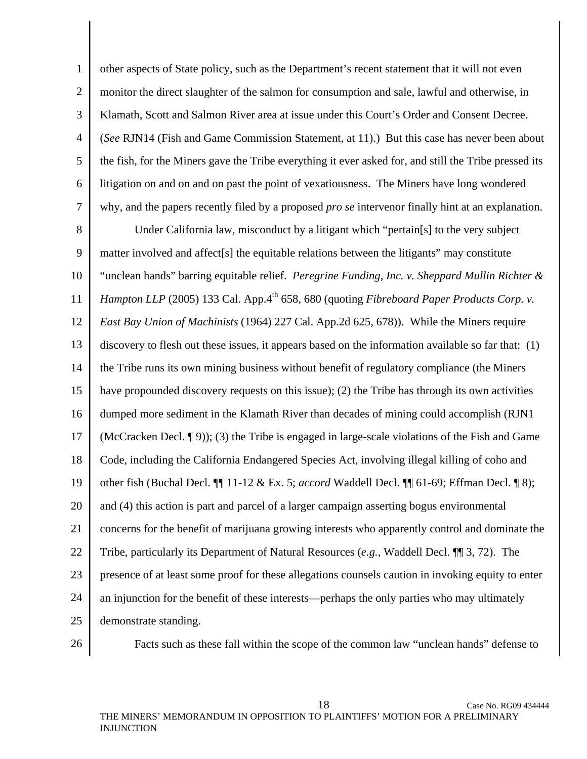other aspects of State policy, such as the Department's recent statement that it will not even monitor the direct slaughter of the salmon for consumption and sale, lawful and otherwise, in Klamath, Scott and Salmon River area at issue under this Court's Order and Consent Decree. (*See* RJN14 (Fish and Game Commission Statement, at 11).) But this case has never been about the fish, for the Miners gave the Tribe everything it ever asked for, and still the Tribe pressed its litigation on and on and on past the point of vexatiousness. The Miners have long wondered why, and the papers recently filed by a proposed *pro se* intervenor finally hint at an explanation.

Under California law, misconduct by a litigant which "pertain[s] to the very subject matter involved and affect[s] the equitable relations between the litigants" may constitute "unclean hands" barring equitable relief. *Peregrine Funding, Inc. v. Sheppard Mullin Richter & Hampton LLP* (2005) 133 Cal. App.4th 658, 680 (quoting *Fibreboard Paper Products Corp. v. East Bay Union of Machinists* (1964) 227 Cal. App.2d 625, 678)). While the Miners require discovery to flesh out these issues, it appears based on the information available so far that: (1) the Tribe runs its own mining business without benefit of regulatory compliance (the Miners have propounded discovery requests on this issue); (2) the Tribe has through its own activities dumped more sediment in the Klamath River than decades of mining could accomplish (RJN1 (McCracken Decl. ¶ 9)); (3) the Tribe is engaged in large-scale violations of the Fish and Game Code, including the California Endangered Species Act, involving illegal killing of coho and other fish (Buchal Decl. ¶¶ 11-12 & Ex. 5; *accord* Waddell Decl. ¶¶ 61-69; Effman Decl. ¶ 8); and (4) this action is part and parcel of a larger campaign asserting bogus environmental concerns for the benefit of marijuana growing interests who apparently control and dominate the Tribe, particularly its Department of Natural Resources (*e.g.*, Waddell Decl. ¶¶ 3, 72). The presence of at least some proof for these allegations counsels caution in invoking equity to enter an injunction for the benefit of these interests—perhaps the only parties who may ultimately demonstrate standing.

Facts such as these fall within the scope of the common law "unclean hands" defense to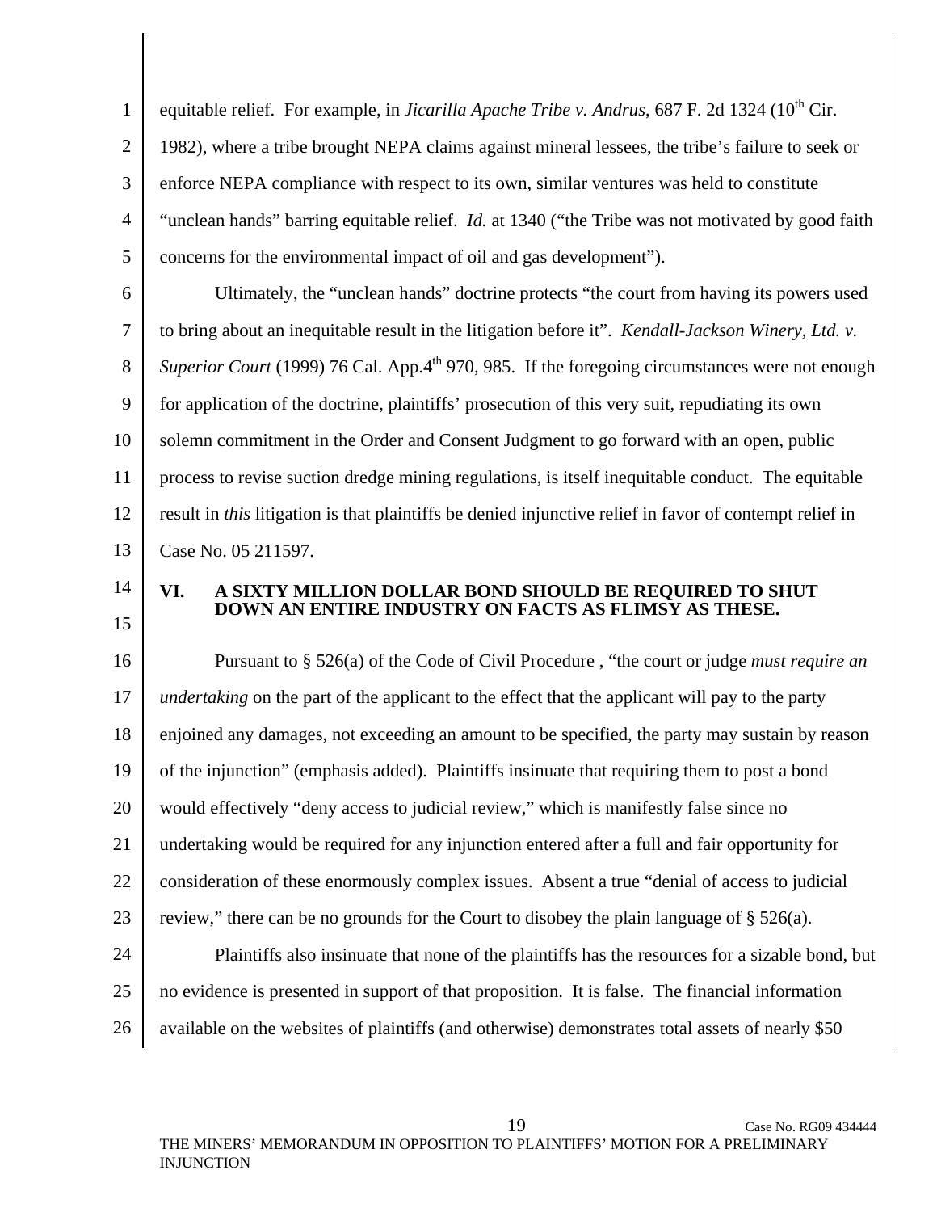equitable relief. For example, in *Jicarilla Apache Tribe v. Andrus*, 687 F. 2d 1324 (10th Cir. 1982), where a tribe brought NEPA claims against mineral lessees, the tribe's failure to seek or enforce NEPA compliance with respect to its own, similar ventures was held to constitute "unclean hands" barring equitable relief. *Id.* at 1340 ("the Tribe was not motivated by good faith concerns for the environmental impact of oil and gas development").

Ultimately, the "unclean hands" doctrine protects "the court from having its powers used to bring about an inequitable result in the litigation before it". *Kendall-Jackson Winery, Ltd. v. Superior Court* (1999) 76 Cal. App.4th 970, 985. If the foregoing circumstances were not enough for application of the doctrine, plaintiffs' prosecution of this very suit, repudiating its own solemn commitment in the Order and Consent Judgment to go forward with an open, public process to revise suction dredge mining regulations, is itself inequitable conduct. The equitable result in *this* litigation is that plaintiffs be denied injunctive relief in favor of contempt relief in Case No. 05 211597.

## VI. A SIXTY MILLION DOLLAR BOND SHOULD BE REQUIRED TO SHUT DOWN AN ENTIRE INDUSTRY ON FACTS AS FLIMSY AS THESE.

Pursuant to § 526(a) of the Code of Civil Procedure , "the court or judge *must require an undertaking* on the part of the applicant to the effect that the applicant will pay to the party enjoined any damages, not exceeding an amount to be specified, the party may sustain by reason of the injunction" (emphasis added). Plaintiffs insinuate that requiring them to post a bond would effectively "deny access to judicial review," which is manifestly false since no undertaking would be required for any injunction entered after a full and fair opportunity for consideration of these enormously complex issues. Absent a true "denial of access to judicial review," there can be no grounds for the Court to disobey the plain language of § 526(a).

Plaintiffs also insinuate that none of the plaintiffs has the resources for a sizable bond, but no evidence is presented in support of that proposition. It is false. The financial information available on the websites of plaintiffs (and otherwise) demonstrates total assets of nearly $50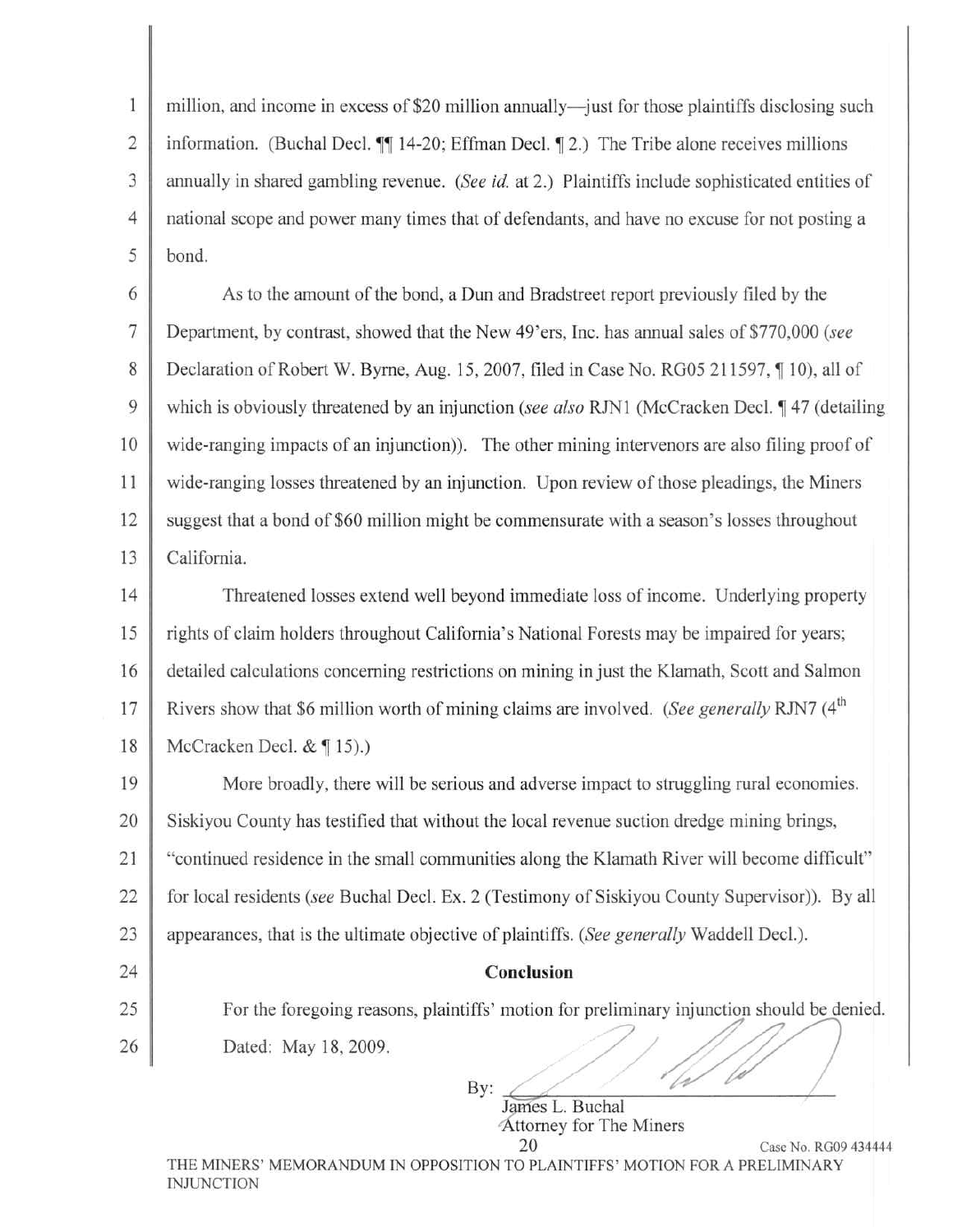million, and income in excess of $20 million annually—just for those plaintiffs disclosing such information. (Buchal Decl. ¶¶ 14-20; Effman Decl. ¶ 2.) The Tribe alone receives millions annually in shared gambling revenue. (*See id.* at 2.) Plaintiffs include sophisticated entities of national scope and power many times that of defendants, and have no excuse for not posting a bond.

As to the amount of the bond, a Dun and Bradstreet report previously filed by the Department, by contrast, showed that the New 49'ers, Inc. has annual sales of $770,000 (*see* Declaration of Robert W. Byrne, Aug. 15, 2007, filed in Case No. RG05 211597, ¶ 10), all of which is obviously threatened by an injunction (*see also* RJN1 (McCracken Decl. ¶ 47 (detailing wide-ranging impacts of an injunction)). The other mining intervenors are also filing proof of wide-ranging losses threatened by an injunction. Upon review of those pleadings, the Miners suggest that a bond of $60 million might be commensurate with a season's losses throughout California.

Threatened losses extend well beyond immediate loss of income. Underlying property rights of claim holders throughout California's National Forests may be impaired for years; detailed calculations concerning restrictions on mining in just the Klamath, Scott and Salmon Rivers show that $6 million worth of mining claims are involved. (*See generally* RJN7 (4th McCracken Decl. & ¶ 15).)

More broadly, there will be serious and adverse impact to struggling rural economies. Siskiyou County has testified that without the local revenue suction dredge mining brings, "continued residence in the small communities along the Klamath River will become difficult" for local residents (*see* Buchal Decl. Ex. 2 (Testimony of Siskiyou County Supervisor)). By all appearances, that is the ultimate objective of plaintiffs. (*See generally* Waddell Decl.).

## Conclusion

For the foregoing reasons, plaintiffs' motion for preliminary injunction should be denied.

Dated: May 18, 2009.

By: ______________________

James L. Buchal
Attorney for The Miners

Case No. RG09 434444

THE MINERS' MEMORANDUM IN OPPOSITION TO PLAINTIFFS' MOTION FOR A PRELIMINARY INJUNCTION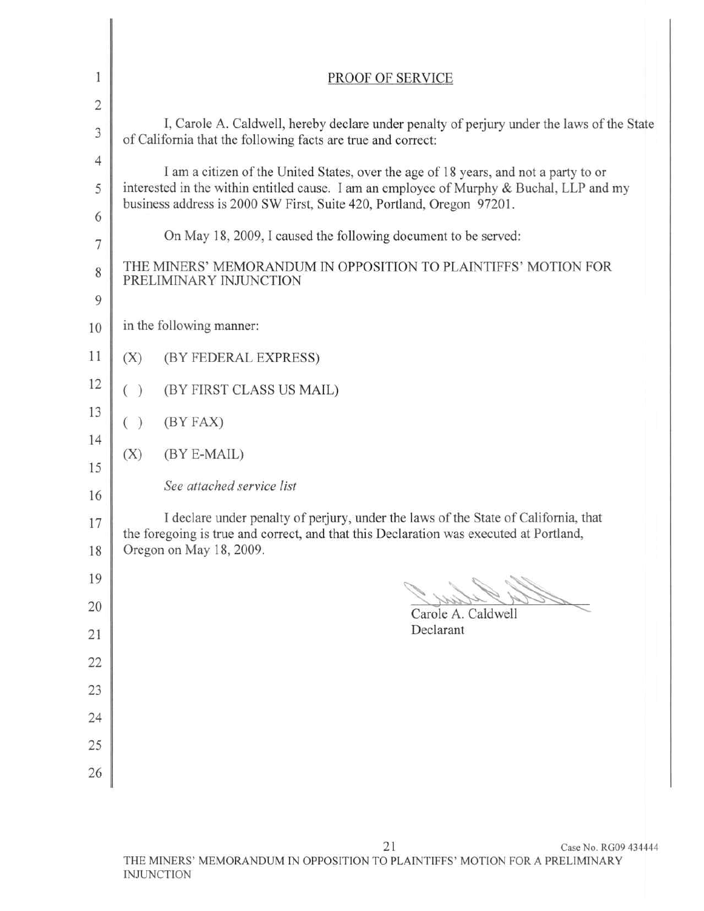# PROOF OF SERVICE

I, Carole A. Caldwell, hereby declare under penalty of perjury under the laws of the State of California that the following facts are true and correct:

I am a citizen of the United States, over the age of 18 years, and not a party to or interested in the within entitled cause. I am an employee of Murphy & Buchal, LLP and my business address is 2000 SW First, Suite 420, Portland, Oregon 97201.

On May 18, 2009, I caused the following document to be served:

THE MINERS' MEMORANDUM IN OPPOSITION TO PLAINTIFFS' MOTION FOR PRELIMINARY INJUNCTION

in the following manner:

(X) (BY FEDERAL EXPRESS)

( ) (BY FIRST CLASS US MAIL)

( ) (BY FAX)

(X) (BY E-MAIL)

*See attached service list*

I declare under penalty of perjury, under the laws of the State of California, that the foregoing is true and correct, and that this Declaration was executed at Portland, Oregon on May 18, 2009.

Carole A. Caldwell
Declarant

Case No. RG09 434444

THE MINERS' MEMORANDUM IN OPPOSITION TO PLAINTIFFS' MOTION FOR A PRELIMINARY INJUNCTION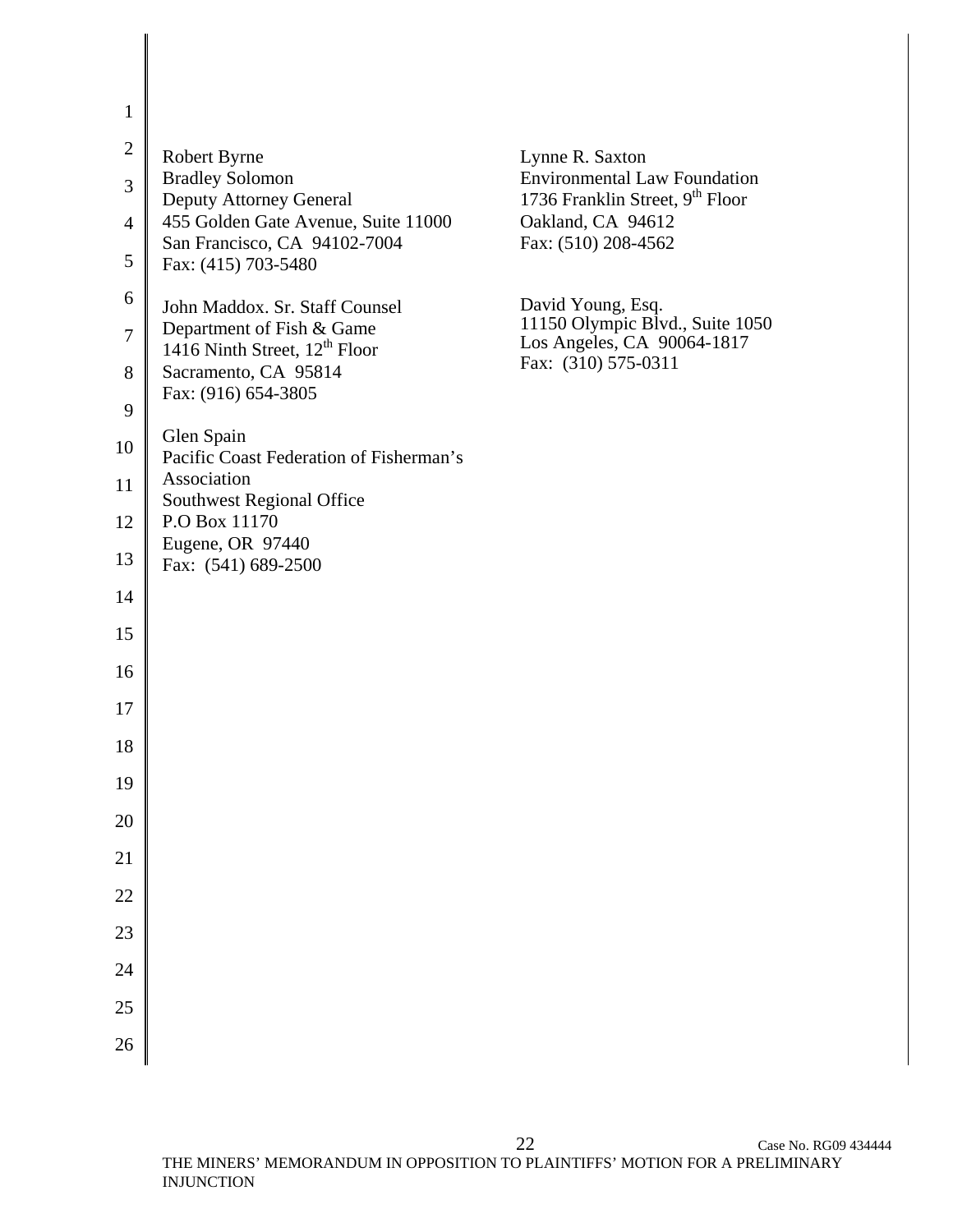Robert Byrne
Bradley Solomon
Deputy Attorney General
455 Golden Gate Avenue, Suite 11000
San Francisco, CA 94102-7004
Fax: (415) 703-5480

John Maddox. Sr. Staff Counsel
Department of Fish & Game
1416 Ninth Street, 12th Floor
Sacramento, CA 95814
Fax: (916) 654-3805

Glen Spain
Pacific Coast Federation of Fisherman's Association
Southwest Regional Office
P.O Box 11170
Eugene, OR 97440
Fax: (541) 689-2500

Lynne R. Saxton
Environmental Law Foundation
1736 Franklin Street, 9th Floor
Oakland, CA 94612
Fax: (510) 208-4562

David Young, Esq.
11150 Olympic Blvd., Suite 1050
Los Angeles, CA 90064-1817
Fax: (310) 575-0311